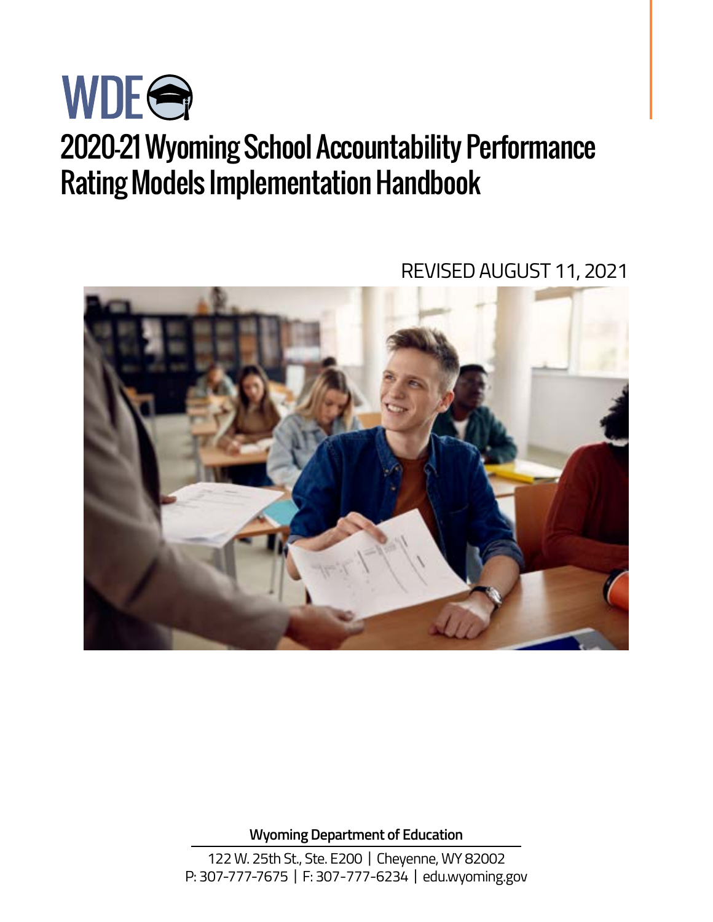WDE

# 2020-21 Wyoming School Accountability Performance Rating Models Implementation Handbook

REVISED AUGUST 11, 2021

**Wyoming Department of Education**

122 W. 25th St., Ste. E200 | Cheyenne, WY 82002
P: 307-777-7675 | F: 307-777-6234 | edu.wyoming.gov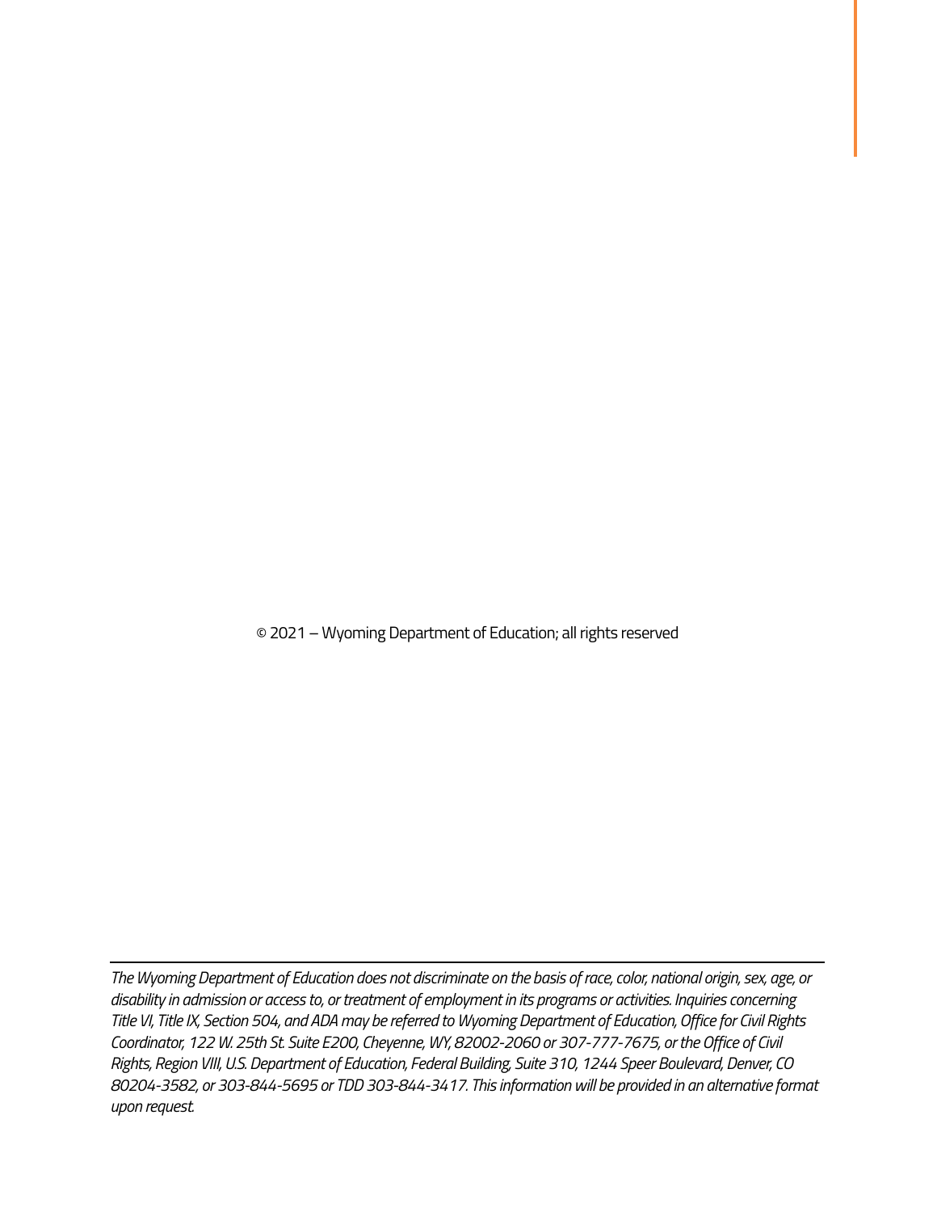© 2021 – Wyoming Department of Education; all rights reserved

---

*The Wyoming Department of Education does not discriminate on the basis of race, color, national origin, sex, age, or disability in admission or access to, or treatment of employment in its programs or activities. Inquiries concerning Title VI, Title IX, Section 504, and ADA may be referred to Wyoming Department of Education, Office for Civil Rights Coordinator, 122 W. 25th St. Suite E200, Cheyenne, WY, 82002-2060 or 307-777-7675, or the Office of Civil Rights, Region VIII, U.S. Department of Education, Federal Building, Suite 310, 1244 Speer Boulevard, Denver, CO 80204-3582, or 303-844-5695 or TDD 303-844-3417. This information will be provided in an alternative format upon request.*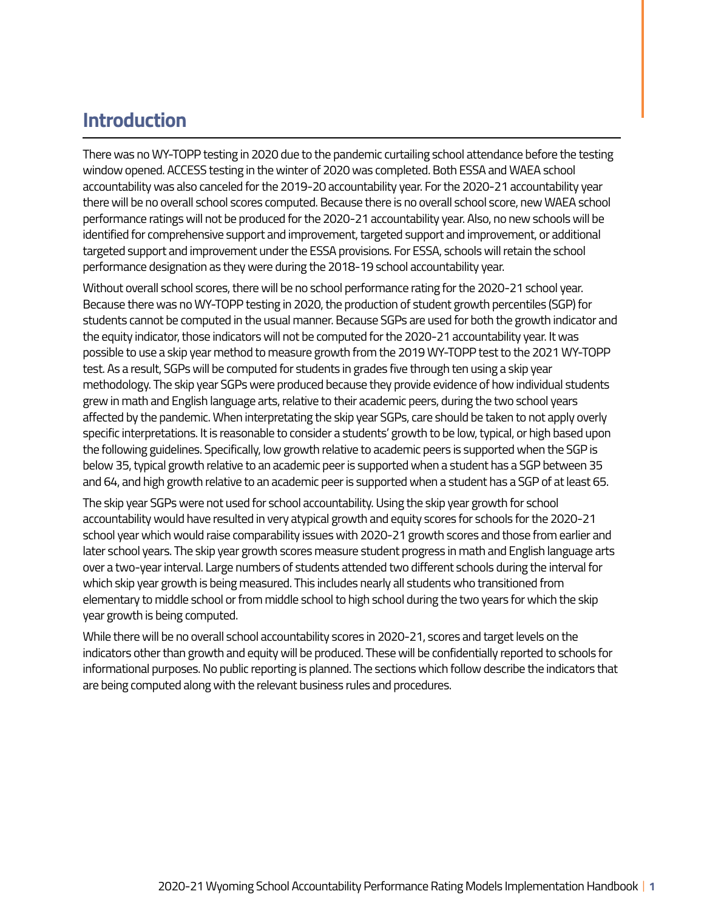## Introduction

There was no WY-TOPP testing in 2020 due to the pandemic curtailing school attendance before the testing window opened. ACCESS testing in the winter of 2020 was completed. Both ESSA and WAEA school accountability was also canceled for the 2019-20 accountability year. For the 2020-21 accountability year there will be no overall school scores computed. Because there is no overall school score, new WAEA school performance ratings will not be produced for the 2020-21 accountability year. Also, no new schools will be identified for comprehensive support and improvement, targeted support and improvement, or additional targeted support and improvement under the ESSA provisions. For ESSA, schools will retain the school performance designation as they were during the 2018-19 school accountability year.

Without overall school scores, there will be no school performance rating for the 2020-21 school year. Because there was no WY-TOPP testing in 2020, the production of student growth percentiles (SGP) for students cannot be computed in the usual manner. Because SGPs are used for both the growth indicator and the equity indicator, those indicators will not be computed for the 2020-21 accountability year. It was possible to use a skip year method to measure growth from the 2019 WY-TOPP test to the 2021 WY-TOPP test. As a result, SGPs will be computed for students in grades five through ten using a skip year methodology. The skip year SGPs were produced because they provide evidence of how individual students grew in math and English language arts, relative to their academic peers, during the two school years affected by the pandemic. When interpretating the skip year SGPs, care should be taken to not apply overly specific interpretations. It is reasonable to consider a students' growth to be low, typical, or high based upon the following guidelines. Specifically, low growth relative to academic peers is supported when the SGP is below 35, typical growth relative to an academic peer is supported when a student has a SGP between 35 and 64, and high growth relative to an academic peer is supported when a student has a SGP of at least 65.

The skip year SGPs were not used for school accountability. Using the skip year growth for school accountability would have resulted in very atypical growth and equity scores for schools for the 2020-21 school year which would raise comparability issues with 2020-21 growth scores and those from earlier and later school years. The skip year growth scores measure student progress in math and English language arts over a two-year interval. Large numbers of students attended two different schools during the interval for which skip year growth is being measured. This includes nearly all students who transitioned from elementary to middle school or from middle school to high school during the two years for which the skip year growth is being computed.

While there will be no overall school accountability scores in 2020-21, scores and target levels on the indicators other than growth and equity will be produced. These will be confidentially reported to schools for informational purposes. No public reporting is planned. The sections which follow describe the indicators that are being computed along with the relevant business rules and procedures.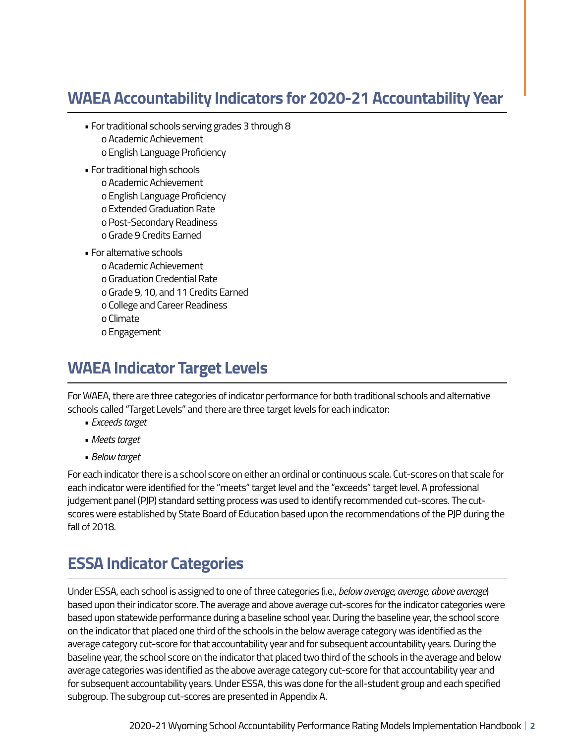## WAEA Accountability Indicators for 2020-21 Accountability Year

- For traditional schools serving grades 3 through 8
    - Academic Achievement
    - English Language Proficiency
- For traditional high schools
    - Academic Achievement
    - English Language Proficiency
    - Extended Graduation Rate
    - Post-Secondary Readiness
    - Grade 9 Credits Earned
- For alternative schools
    - Academic Achievement
    - Graduation Credential Rate
    - Grade 9, 10, and 11 Credits Earned
    - College and Career Readiness
    - Climate
    - Engagement

## WAEA Indicator Target Levels

For WAEA, there are three categories of indicator performance for both traditional schools and alternative schools called "Target Levels" and there are three target levels for each indicator:

- *Exceeds target*
- *Meets target*
- *Below target*

For each indicator there is a school score on either an ordinal or continuous scale. Cut-scores on that scale for each indicator were identified for the "meets" target level and the "exceeds" target level. A professional judgement panel (PJP) standard setting process was used to identify recommended cut-scores. The cut-scores were established by State Board of Education based upon the recommendations of the PJP during the fall of 2018.

## ESSA Indicator Categories

Under ESSA, each school is assigned to one of three categories (i.e., *below average, average, above average*) based upon their indicator score. The average and above average cut-scores for the indicator categories were based upon statewide performance during a baseline school year. During the baseline year, the school score on the indicator that placed one third of the schools in the below average category was identified as the average category cut-score for that accountability year and for subsequent accountability years. During the baseline year, the school score on the indicator that placed two third of the schools in the average and below average categories was identified as the above average category cut-score for that accountability year and for subsequent accountability years. Under ESSA, this was done for the all-student group and each specified subgroup. The subgroup cut-scores are presented in Appendix A.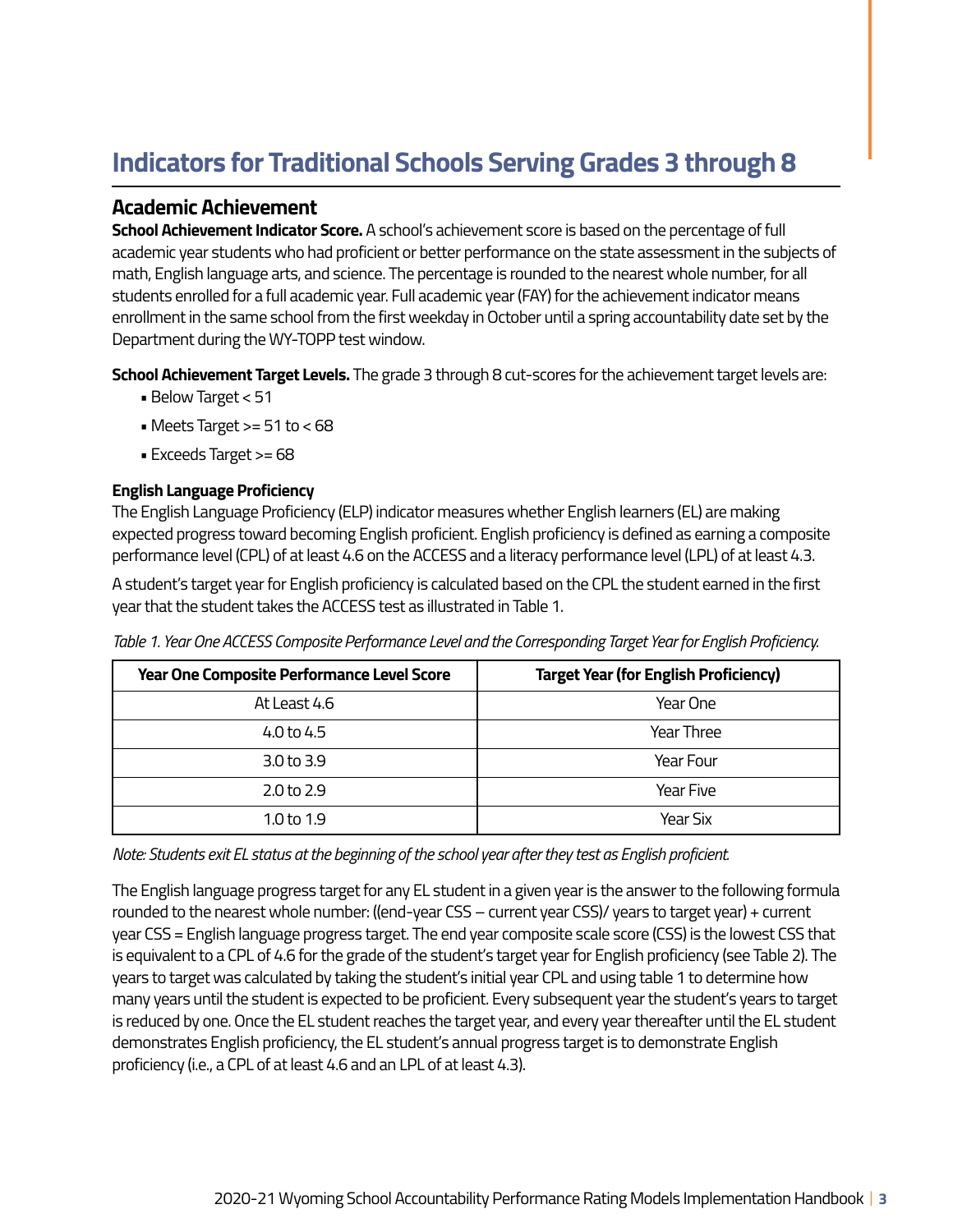# Indicators for Traditional Schools Serving Grades 3 through 8

## Academic Achievement

**School Achievement Indicator Score.** A school's achievement score is based on the percentage of full academic year students who had proficient or better performance on the state assessment in the subjects of math, English language arts, and science. The percentage is rounded to the nearest whole number, for all students enrolled for a full academic year. Full academic year (FAY) for the achievement indicator means enrollment in the same school from the first weekday in October until a spring accountability date set by the Department during the WY-TOPP test window.

**School Achievement Target Levels.** The grade 3 through 8 cut-scores for the achievement target levels are:

- Below Target < 51
- Meets Target >= 51 to < 68
- Exceeds Target >= 68

#### English Language Proficiency

The English Language Proficiency (ELP) indicator measures whether English learners (EL) are making expected progress toward becoming English proficient. English proficiency is defined as earning a composite performance level (CPL) of at least 4.6 on the ACCESS and a literacy performance level (LPL) of at least 4.3.

A student's target year for English proficiency is calculated based on the CPL the student earned in the first year that the student takes the ACCESS test as illustrated in Table 1.

*Table 1. Year One ACCESS Composite Performance Level and the Corresponding Target Year for English Proficiency.*

| Year One Composite Performance Level Score | Target Year (for English Proficiency) |
|---|---|
| At Least 4.6 | Year One |
| 4.0 to 4.5 | Year Three |
| 3.0 to 3.9 | Year Four |
| 2.0 to 2.9 | Year Five |
| 1.0 to 1.9 | Year Six |

*Note: Students exit EL status at the beginning of the school year after they test as English proficient.*

The English language progress target for any EL student in a given year is the answer to the following formula rounded to the nearest whole number: ((end-year CSS – current year CSS)/ years to target year) + current year CSS = English language progress target. The end year composite scale score (CSS) is the lowest CSS that is equivalent to a CPL of 4.6 for the grade of the student's target year for English proficiency (see Table 2). The years to target was calculated by taking the student's initial year CPL and using table 1 to determine how many years until the student is expected to be proficient. Every subsequent year the student's years to target is reduced by one. Once the EL student reaches the target year, and every year thereafter until the EL student demonstrates English proficiency, the EL student's annual progress target is to demonstrate English proficiency (i.e., a CPL of at least 4.6 and an LPL of at least 4.3).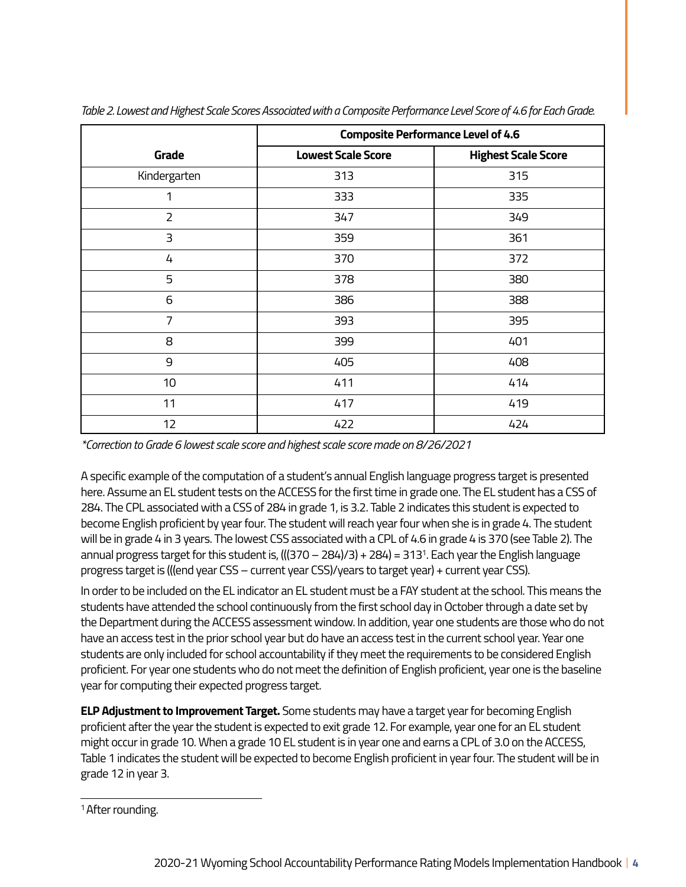*Table 2. Lowest and Highest Scale Scores Associated with a Composite Performance Level Score of 4.6 for Each Grade.*

| Grade | Composite Performance Level of 4.6 | |
|---|---|---|
| | **Lowest Scale Score** | **Highest Scale Score** |
| Kindergarten | 313 | 315 |
| 1 | 333 | 335 |
| 2 | 347 | 349 |
| 3 | 359 | 361 |
| 4 | 370 | 372 |
| 5 | 378 | 380 |
| 6 | 386 | 388 |
| 7 | 393 | 395 |
| 8 | 399 | 401 |
| 9 | 405 | 408 |
| 10 | 411 | 414 |
| 11 | 417 | 419 |
| 12 | 422 | 424 |

*\*Correction to Grade 6 lowest scale score and highest scale score made on 8/26/2021*

A specific example of the computation of a student's annual English language progress target is presented here. Assume an EL student tests on the ACCESS for the first time in grade one. The EL student has a CSS of 284. The CPL associated with a CSS of 284 in grade 1, is 3.2. Table 2 indicates this student is expected to become English proficient by year four. The student will reach year four when she is in grade 4. The student will be in grade 4 in 3 years. The lowest CSS associated with a CPL of 4.6 in grade 4 is 370 (see Table 2). The annual progress target for this student is, (((370 – 284)/3) + 284) = 313[1]. Each year the English language progress target is (((end year CSS – current year CSS)/years to target year) + current year CSS).

In order to be included on the EL indicator an EL student must be a FAY student at the school. This means the students have attended the school continuously from the first school day in October through a date set by the Department during the ACCESS assessment window. In addition, year one students are those who do not have an access test in the prior school year but do have an access test in the current school year. Year one students are only included for school accountability if they meet the requirements to be considered English proficient. For year one students who do not meet the definition of English proficient, year one is the baseline year for computing their expected progress target.

**ELP Adjustment to Improvement Target.** Some students may have a target year for becoming English proficient after the year the student is expected to exit grade 12. For example, year one for an EL student might occur in grade 10. When a grade 10 EL student is in year one and earns a CPL of 3.0 on the ACCESS, Table 1 indicates the student will be expected to become English proficient in year four. The student will be in grade 12 in year 3.

[1] After rounding.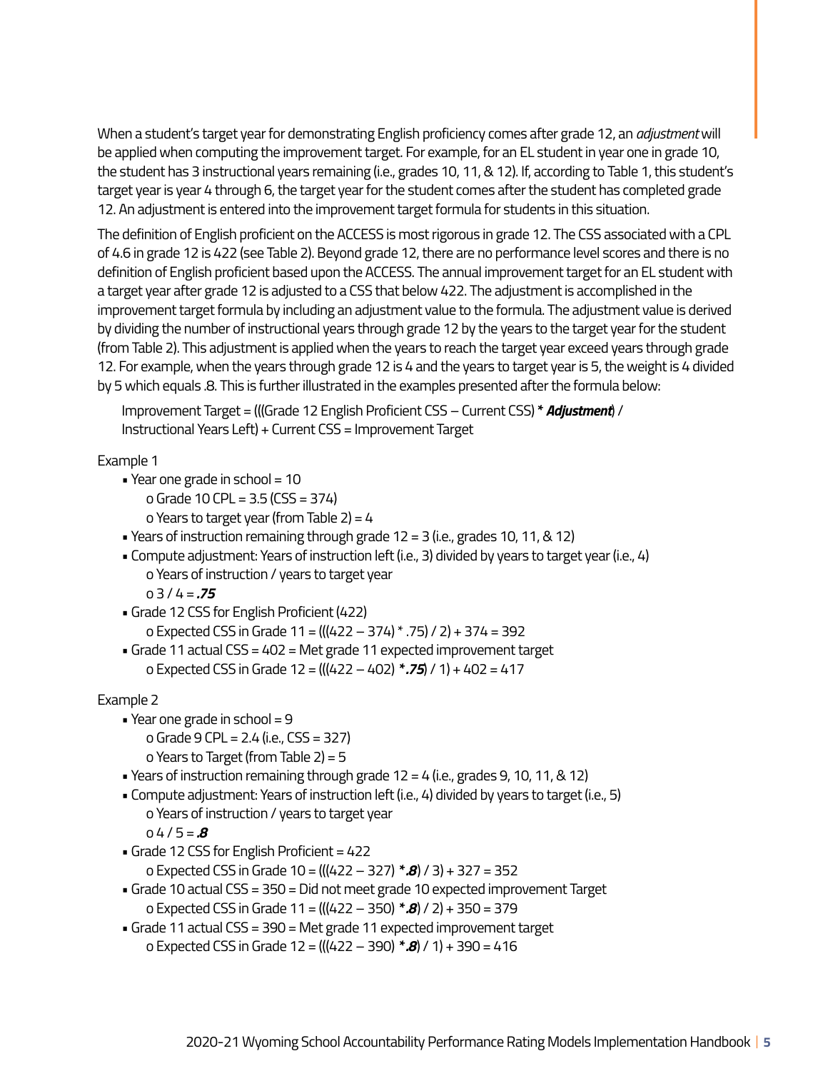When a student's target year for demonstrating English proficiency comes after grade 12, an *adjustment* will be applied when computing the improvement target. For example, for an EL student in year one in grade 10, the student has 3 instructional years remaining (i.e., grades 10, 11, & 12). If, according to Table 1, this student's target year is year 4 through 6, the target year for the student comes after the student has completed grade 12. An adjustment is entered into the improvement target formula for students in this situation.

The definition of English proficient on the ACCESS is most rigorous in grade 12. The CSS associated with a CPL of 4.6 in grade 12 is 422 (see Table 2). Beyond grade 12, there are no performance level scores and there is no definition of English proficient based upon the ACCESS. The annual improvement target for an EL student with a target year after grade 12 is adjusted to a CSS that below 422. The adjustment is accomplished in the improvement target formula by including an adjustment value to the formula. The adjustment value is derived by dividing the number of instructional years through grade 12 by the years to the target year for the student (from Table 2). This adjustment is applied when the years to reach the target year exceed years through grade 12. For example, when the years through grade 12 is 4 and the years to target year is 5, the weight is 4 divided by 5 which equals .8. This is further illustrated in the examples presented after the formula below:

> Improvement Target = (((Grade 12 English Proficient CSS – Current CSS) * ***Adjustment***) / Instructional Years Left) + Current CSS = Improvement Target

Example 1

- Year one grade in school = 10
  - o Grade 10 CPL = 3.5 (CSS = 374)
  - o Years to target year (from Table 2) = 4
- Years of instruction remaining through grade 12 = 3 (i.e., grades 10, 11, & 12)
- Compute adjustment: Years of instruction left (i.e., 3) divided by years to target year (i.e., 4)
  - o Years of instruction / years to target year
  - o 3 / 4 = ***.75***
- Grade 12 CSS for English Proficient (422)
  - o Expected CSS in Grade 11 = (((422 – 374) * .75) / 2) + 374 = 392
- Grade 11 actual CSS = 402 = Met grade 11 expected improvement target
  - o Expected CSS in Grade 12 = (((422 – 402) ***\*.75***) / 1) + 402 = 417

Example 2

- Year one grade in school = 9
  - o Grade 9 CPL = 2.4 (i.e., CSS = 327)
  - o Years to Target (from Table 2) = 5
- Years of instruction remaining through grade 12 = 4 (i.e., grades 9, 10, 11, & 12)
- Compute adjustment: Years of instruction left (i.e., 4) divided by years to target (i.e., 5)
  - o Years of instruction / years to target year
  - o 4 / 5 = ***.8***
- Grade 12 CSS for English Proficient = 422
  - o Expected CSS in Grade 10 = (((422 – 327) ***\*.8***) / 3) + 327 = 352
- Grade 10 actual CSS = 350 = Did not meet grade 10 expected improvement Target
  - o Expected CSS in Grade 11 = (((422 – 350) ***\*.8***) / 2) + 350 = 379
- Grade 11 actual CSS = 390 = Met grade 11 expected improvement target
  - o Expected CSS in Grade 12 = (((422 – 390) ***\*.8***) / 1) + 390 = 416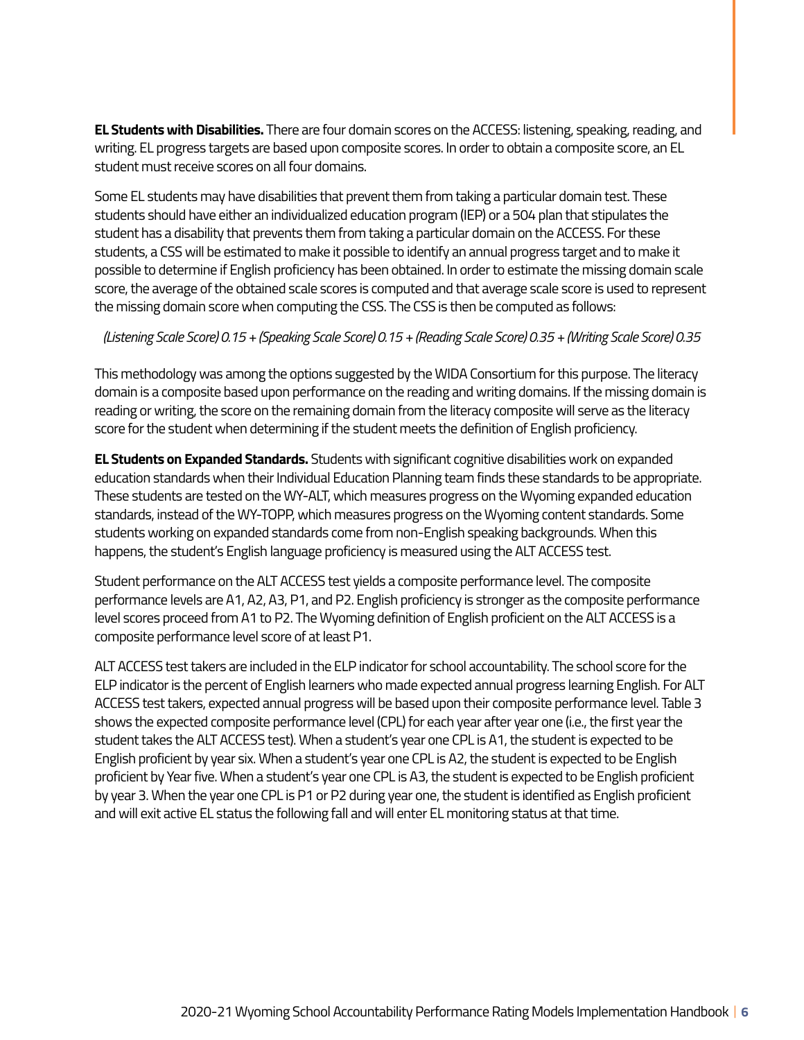**EL Students with Disabilities.** There are four domain scores on the ACCESS: listening, speaking, reading, and writing. EL progress targets are based upon composite scores. In order to obtain a composite score, an EL student must receive scores on all four domains.

Some EL students may have disabilities that prevent them from taking a particular domain test. These students should have either an individualized education program (IEP) or a 504 plan that stipulates the student has a disability that prevents them from taking a particular domain on the ACCESS. For these students, a CSS will be estimated to make it possible to identify an annual progress target and to make it possible to determine if English proficiency has been obtained. In order to estimate the missing domain scale score, the average of the obtained scale scores is computed and that average scale score is used to represent the missing domain score when computing the CSS. The CSS is then be computed as follows:

*(Listening Scale Score) 0.15 + (Speaking Scale Score) 0.15 + (Reading Scale Score) 0.35 + (Writing Scale Score) 0.35*

This methodology was among the options suggested by the WIDA Consortium for this purpose. The literacy domain is a composite based upon performance on the reading and writing domains. If the missing domain is reading or writing, the score on the remaining domain from the literacy composite will serve as the literacy score for the student when determining if the student meets the definition of English proficiency.

**EL Students on Expanded Standards.** Students with significant cognitive disabilities work on expanded education standards when their Individual Education Planning team finds these standards to be appropriate. These students are tested on the WY-ALT, which measures progress on the Wyoming expanded education standards, instead of the WY-TOPP, which measures progress on the Wyoming content standards. Some students working on expanded standards come from non-English speaking backgrounds. When this happens, the student's English language proficiency is measured using the ALT ACCESS test.

Student performance on the ALT ACCESS test yields a composite performance level. The composite performance levels are A1, A2, A3, P1, and P2. English proficiency is stronger as the composite performance level scores proceed from A1 to P2. The Wyoming definition of English proficient on the ALT ACCESS is a composite performance level score of at least P1.

ALT ACCESS test takers are included in the ELP indicator for school accountability. The school score for the ELP indicator is the percent of English learners who made expected annual progress learning English. For ALT ACCESS test takers, expected annual progress will be based upon their composite performance level. Table 3 shows the expected composite performance level (CPL) for each year after year one (i.e., the first year the student takes the ALT ACCESS test). When a student's year one CPL is A1, the student is expected to be English proficient by year six. When a student's year one CPL is A2, the student is expected to be English proficient by Year five. When a student's year one CPL is A3, the student is expected to be English proficient by year 3. When the year one CPL is P1 or P2 during year one, the student is identified as English proficient and will exit active EL status the following fall and will enter EL monitoring status at that time.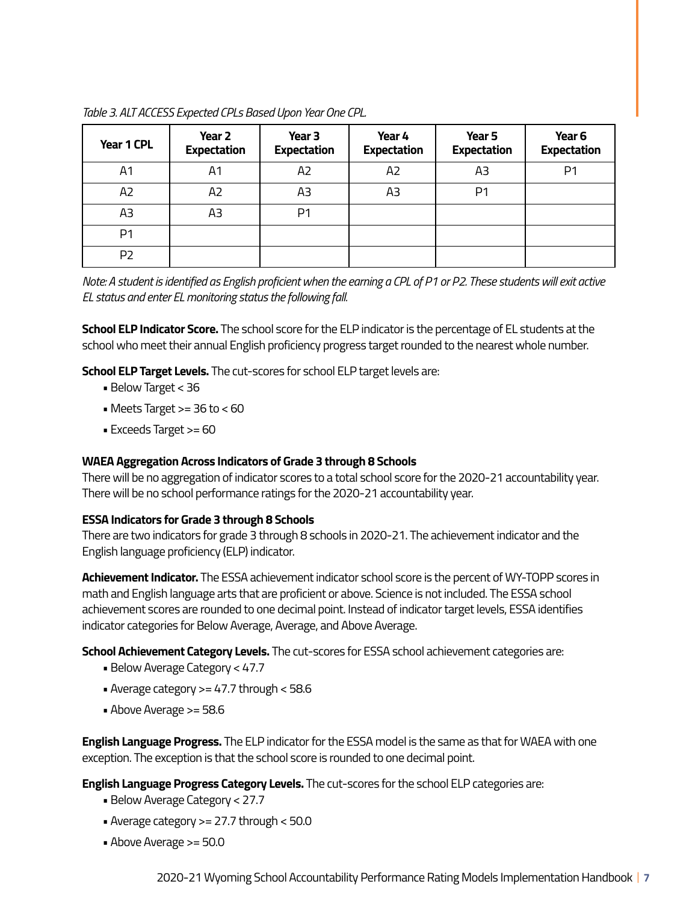*Table 3. ALT ACCESS Expected CPLs Based Upon Year One CPL.*

| Year 1 CPL | Year 2 Expectation | Year 3 Expectation | Year 4 Expectation | Year 5 Expectation | Year 6 Expectation |
|---|---|---|---|---|---|
| A1 | A1 | A2 | A2 | A3 | P1 |
| A2 | A2 | A3 | A3 | P1 | |
| A3 | A3 | P1 | | | |
| P1 | | | | | |
| P2 | | | | | |

*Note: A student is identified as English proficient when the earning a CPL of P1 or P2. These students will exit active EL status and enter EL monitoring status the following fall.*

**School ELP Indicator Score.** The school score for the ELP indicator is the percentage of EL students at the school who meet their annual English proficiency progress target rounded to the nearest whole number.

**School ELP Target Levels.** The cut-scores for school ELP target levels are:

- Below Target < 36
- Meets Target >= 36 to < 60
- Exceeds Target >= 60

### WAEA Aggregation Across Indicators of Grade 3 through 8 Schools

There will be no aggregation of indicator scores to a total school score for the 2020-21 accountability year. There will be no school performance ratings for the 2020-21 accountability year.

### ESSA Indicators for Grade 3 through 8 Schools

There are two indicators for grade 3 through 8 schools in 2020-21. The achievement indicator and the English language proficiency (ELP) indicator.

**Achievement Indicator.** The ESSA achievement indicator school score is the percent of WY-TOPP scores in math and English language arts that are proficient or above. Science is not included. The ESSA school achievement scores are rounded to one decimal point. Instead of indicator target levels, ESSA identifies indicator categories for Below Average, Average, and Above Average.

**School Achievement Category Levels.** The cut-scores for ESSA school achievement categories are:

- Below Average Category < 47.7
- Average category >= 47.7 through < 58.6
- Above Average >= 58.6

**English Language Progress.** The ELP indicator for the ESSA model is the same as that for WAEA with one exception. The exception is that the school score is rounded to one decimal point.

**English Language Progress Category Levels.** The cut-scores for the school ELP categories are:

- Below Average Category < 27.7
- Average category >= 27.7 through < 50.0
- Above Average >= 50.0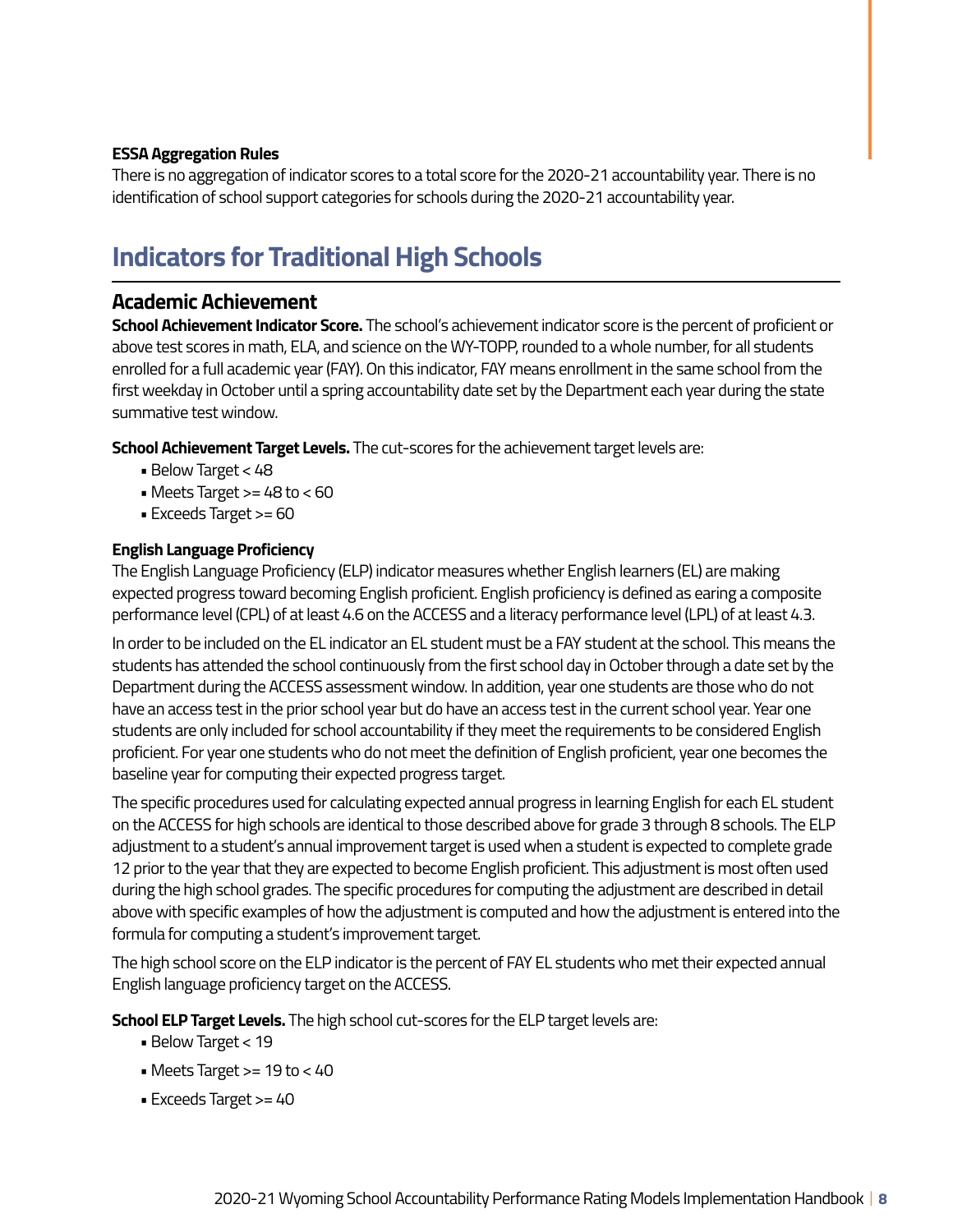**ESSA Aggregation Rules**

There is no aggregation of indicator scores to a total score for the 2020-21 accountability year. There is no identification of school support categories for schools during the 2020-21 accountability year.

## Indicators for Traditional High Schools

### Academic Achievement

**School Achievement Indicator Score.** The school's achievement indicator score is the percent of proficient or above test scores in math, ELA, and science on the WY-TOPP, rounded to a whole number, for all students enrolled for a full academic year (FAY). On this indicator, FAY means enrollment in the same school from the first weekday in October until a spring accountability date set by the Department each year during the state summative test window.

**School Achievement Target Levels.** The cut-scores for the achievement target levels are:

- Below Target < 48
- Meets Target >= 48 to < 60
- Exceeds Target >= 60

**English Language Proficiency**

The English Language Proficiency (ELP) indicator measures whether English learners (EL) are making expected progress toward becoming English proficient. English proficiency is defined as earing a composite performance level (CPL) of at least 4.6 on the ACCESS and a literacy performance level (LPL) of at least 4.3.

In order to be included on the EL indicator an EL student must be a FAY student at the school. This means the students has attended the school continuously from the first school day in October through a date set by the Department during the ACCESS assessment window. In addition, year one students are those who do not have an access test in the prior school year but do have an access test in the current school year. Year one students are only included for school accountability if they meet the requirements to be considered English proficient. For year one students who do not meet the definition of English proficient, year one becomes the baseline year for computing their expected progress target.

The specific procedures used for calculating expected annual progress in learning English for each EL student on the ACCESS for high schools are identical to those described above for grade 3 through 8 schools. The ELP adjustment to a student's annual improvement target is used when a student is expected to complete grade 12 prior to the year that they are expected to become English proficient. This adjustment is most often used during the high school grades. The specific procedures for computing the adjustment are described in detail above with specific examples of how the adjustment is computed and how the adjustment is entered into the formula for computing a student's improvement target.

The high school score on the ELP indicator is the percent of FAY EL students who met their expected annual English language proficiency target on the ACCESS.

**School ELP Target Levels.** The high school cut-scores for the ELP target levels are:

- Below Target < 19
- Meets Target >= 19 to < 40
- Exceeds Target >= 40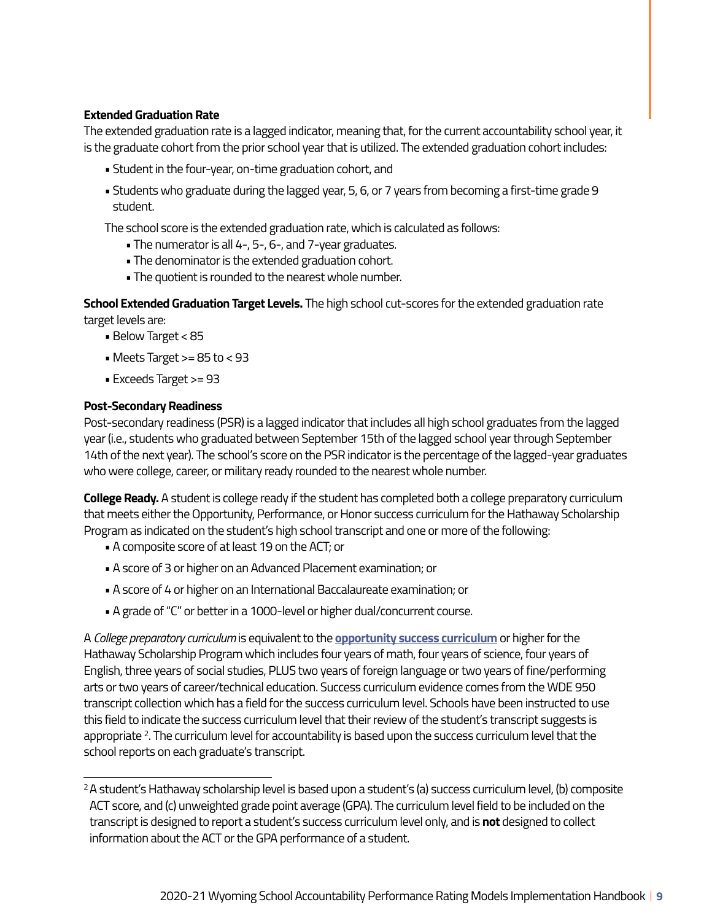**Extended Graduation Rate**

The extended graduation rate is a lagged indicator, meaning that, for the current accountability school year, it is the graduate cohort from the prior school year that is utilized. The extended graduation cohort includes:

- Student in the four-year, on-time graduation cohort, and
- Students who graduate during the lagged year, 5, 6, or 7 years from becoming a first-time grade 9 student.

The school score is the extended graduation rate, which is calculated as follows:

- The numerator is all 4-, 5-, 6-, and 7-year graduates.
- The denominator is the extended graduation cohort.
- The quotient is rounded to the nearest whole number.

**School Extended Graduation Target Levels.** The high school cut-scores for the extended graduation rate target levels are:

- Below Target < 85
- Meets Target >= 85 to < 93
- Exceeds Target >= 93

**Post-Secondary Readiness**

Post-secondary readiness (PSR) is a lagged indicator that includes all high school graduates from the lagged year (i.e., students who graduated between September 15th of the lagged school year through September 14th of the next year). The school's score on the PSR indicator is the percentage of the lagged-year graduates who were college, career, or military ready rounded to the nearest whole number.

**College Ready.** A student is college ready if the student has completed both a college preparatory curriculum that meets either the Opportunity, Performance, or Honor success curriculum for the Hathaway Scholarship Program as indicated on the student's high school transcript and one or more of the following:

- A composite score of at least 19 on the ACT; or
- A score of 3 or higher on an Advanced Placement examination; or
- A score of 4 or higher on an International Baccalaureate examination; or
- A grade of "C" or better in a 1000-level or higher dual/concurrent course.

A *College preparatory curriculum* is equivalent to the **opportunity success curriculum** or higher for the Hathaway Scholarship Program which includes four years of math, four years of science, four years of English, three years of social studies, PLUS two years of foreign language or two years of fine/performing arts or two years of career/technical education. Success curriculum evidence comes from the WDE 950 transcript collection which has a field for the success curriculum level. Schools have been instructed to use this field to indicate the success curriculum level that their review of the student's transcript suggests is appropriate [2]. The curriculum level for accountability is based upon the success curriculum level that the school reports on each graduate's transcript.

---

[2] A student's Hathaway scholarship level is based upon a student's (a) success curriculum level, (b) composite ACT score, and (c) unweighted grade point average (GPA). The curriculum level field to be included on the transcript is designed to report a student's success curriculum level only, and is **not** designed to collect information about the ACT or the GPA performance of a student.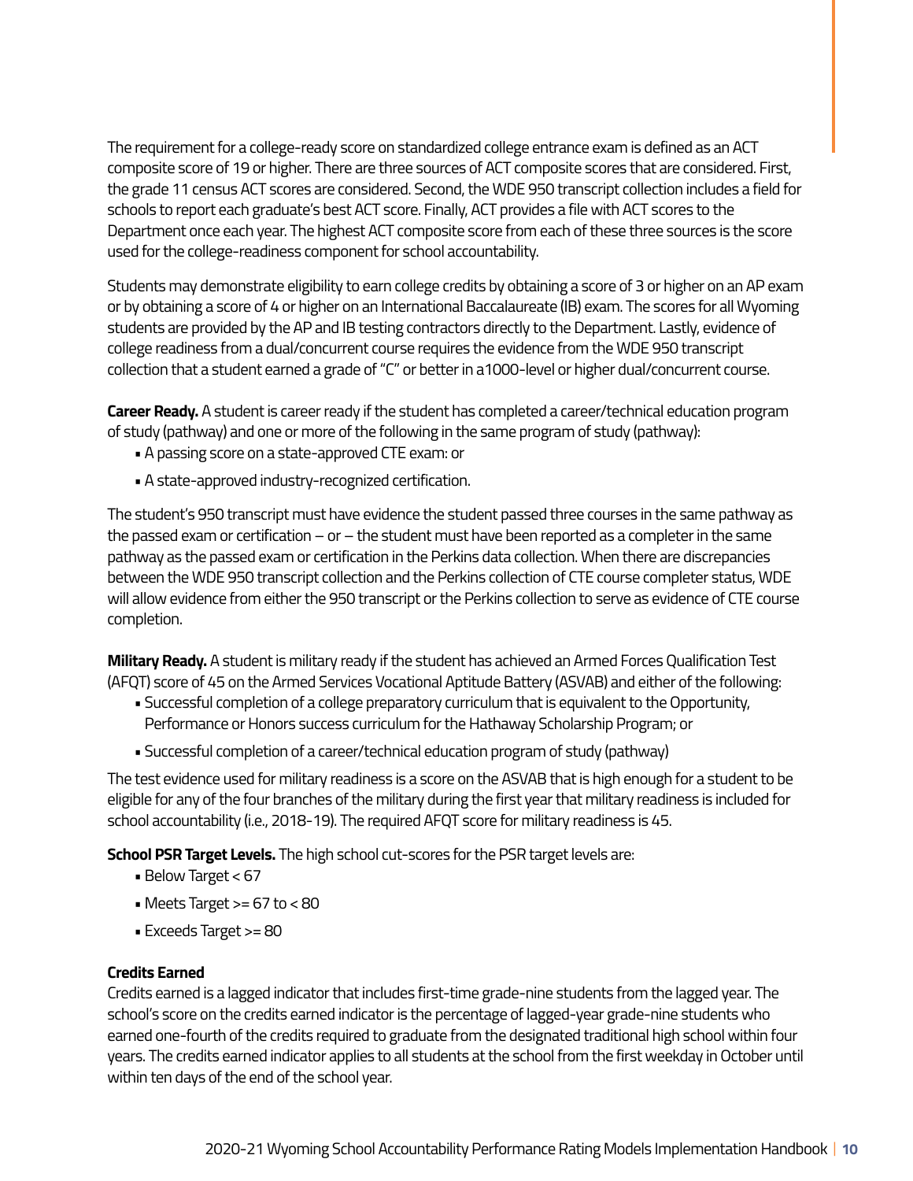The requirement for a college-ready score on standardized college entrance exam is defined as an ACT composite score of 19 or higher. There are three sources of ACT composite scores that are considered. First, the grade 11 census ACT scores are considered. Second, the WDE 950 transcript collection includes a field for schools to report each graduate's best ACT score. Finally, ACT provides a file with ACT scores to the Department once each year. The highest ACT composite score from each of these three sources is the score used for the college-readiness component for school accountability.

Students may demonstrate eligibility to earn college credits by obtaining a score of 3 or higher on an AP exam or by obtaining a score of 4 or higher on an International Baccalaureate (IB) exam. The scores for all Wyoming students are provided by the AP and IB testing contractors directly to the Department. Lastly, evidence of college readiness from a dual/concurrent course requires the evidence from the WDE 950 transcript collection that a student earned a grade of "C" or better in a1000-level or higher dual/concurrent course.

**Career Ready.** A student is career ready if the student has completed a career/technical education program of study (pathway) and one or more of the following in the same program of study (pathway):

- A passing score on a state-approved CTE exam: or
- A state-approved industry-recognized certification.

The student's 950 transcript must have evidence the student passed three courses in the same pathway as the passed exam or certification – or – the student must have been reported as a completer in the same pathway as the passed exam or certification in the Perkins data collection. When there are discrepancies between the WDE 950 transcript collection and the Perkins collection of CTE course completer status, WDE will allow evidence from either the 950 transcript or the Perkins collection to serve as evidence of CTE course completion.

**Military Ready.** A student is military ready if the student has achieved an Armed Forces Qualification Test (AFQT) score of 45 on the Armed Services Vocational Aptitude Battery (ASVAB) and either of the following:

- Successful completion of a college preparatory curriculum that is equivalent to the Opportunity, Performance or Honors success curriculum for the Hathaway Scholarship Program; or
- Successful completion of a career/technical education program of study (pathway)

The test evidence used for military readiness is a score on the ASVAB that is high enough for a student to be eligible for any of the four branches of the military during the first year that military readiness is included for school accountability (i.e., 2018-19). The required AFQT score for military readiness is 45.

**School PSR Target Levels.** The high school cut-scores for the PSR target levels are:

- Below Target < 67
- Meets Target >= 67 to < 80
- Exceeds Target >= 80

**Credits Earned**

Credits earned is a lagged indicator that includes first-time grade-nine students from the lagged year. The school's score on the credits earned indicator is the percentage of lagged-year grade-nine students who earned one-fourth of the credits required to graduate from the designated traditional high school within four years. The credits earned indicator applies to all students at the school from the first weekday in October until within ten days of the end of the school year.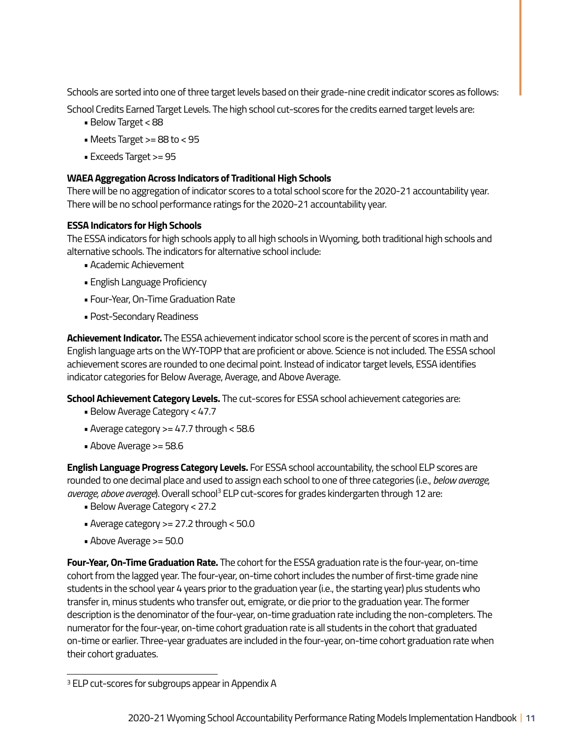Schools are sorted into one of three target levels based on their grade-nine credit indicator scores as follows:

School Credits Earned Target Levels. The high school cut-scores for the credits earned target levels are:

- Below Target < 88
- Meets Target >= 88 to < 95
- Exceeds Target >= 95

**WAEA Aggregation Across Indicators of Traditional High Schools**
There will be no aggregation of indicator scores to a total school score for the 2020-21 accountability year. There will be no school performance ratings for the 2020-21 accountability year.

**ESSA Indicators for High Schools**
The ESSA indicators for high schools apply to all high schools in Wyoming, both traditional high schools and alternative schools. The indicators for alternative school include:

- Academic Achievement
- English Language Proficiency
- Four-Year, On-Time Graduation Rate
- Post-Secondary Readiness

**Achievement Indicator.** The ESSA achievement indicator school score is the percent of scores in math and English language arts on the WY-TOPP that are proficient or above. Science is not included. The ESSA school achievement scores are rounded to one decimal point. Instead of indicator target levels, ESSA identifies indicator categories for Below Average, Average, and Above Average.

**School Achievement Category Levels.** The cut-scores for ESSA school achievement categories are:

- Below Average Category < 47.7
- Average category >= 47.7 through < 58.6
- Above Average >= 58.6

**English Language Progress Category Levels.** For ESSA school accountability, the school ELP scores are rounded to one decimal place and used to assign each school to one of three categories (i.e., *below average, average, above average*). Overall school[3] ELP cut-scores for grades kindergarten through 12 are:

- Below Average Category < 27.2
- Average category >= 27.2 through < 50.0
- Above Average >= 50.0

**Four-Year, On-Time Graduation Rate.** The cohort for the ESSA graduation rate is the four-year, on-time cohort from the lagged year. The four-year, on-time cohort includes the number of first-time grade nine students in the school year 4 years prior to the graduation year (i.e., the starting year) plus students who transfer in, minus students who transfer out, emigrate, or die prior to the graduation year. The former description is the denominator of the four-year, on-time graduation rate including the non-completers. The numerator for the four-year, on-time cohort graduation rate is all students in the cohort that graduated on-time or earlier. Three-year graduates are included in the four-year, on-time cohort graduation rate when their cohort graduates.

[3] ELP cut-scores for subgroups appear in Appendix A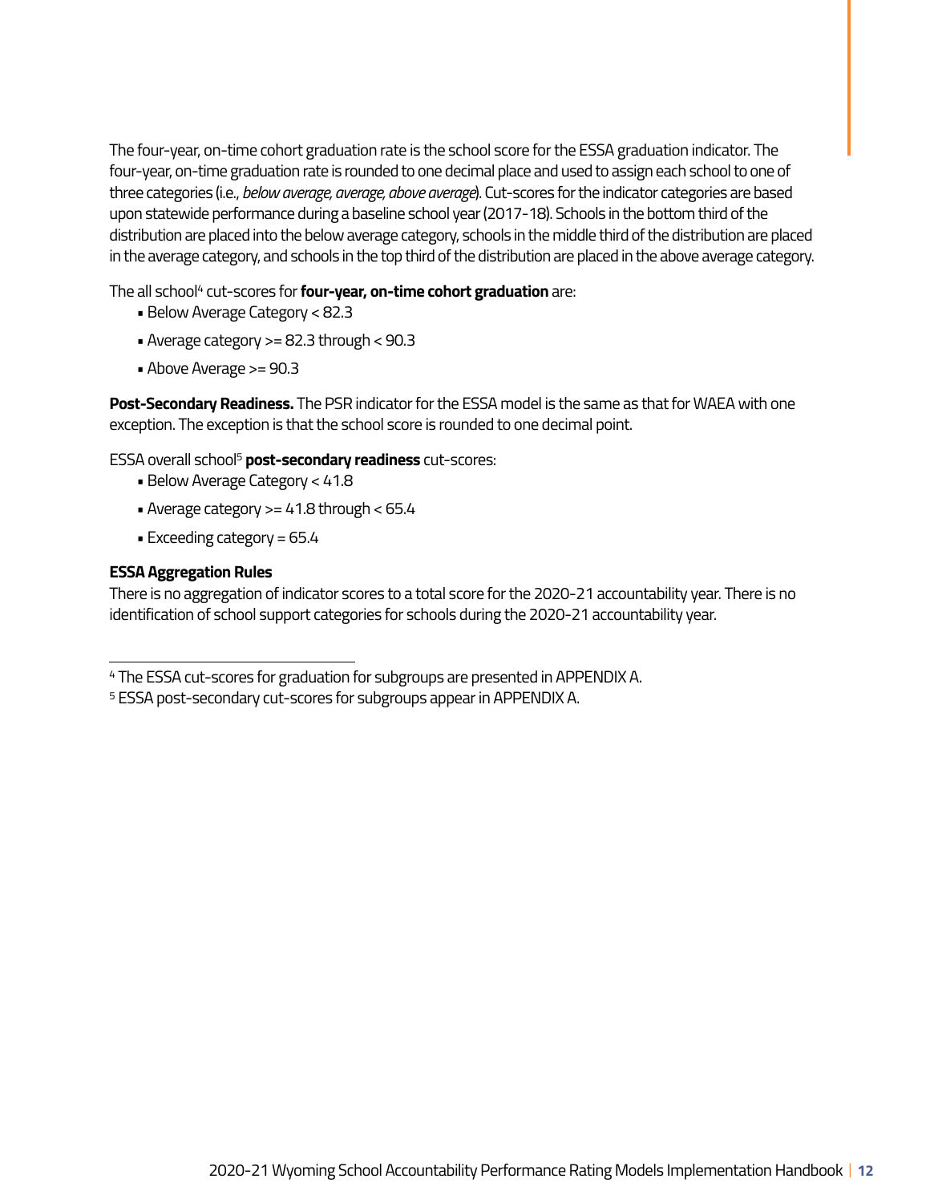The four-year, on-time cohort graduation rate is the school score for the ESSA graduation indicator. The four-year, on-time graduation rate is rounded to one decimal place and used to assign each school to one of three categories (i.e., *below average, average, above average*). Cut-scores for the indicator categories are based upon statewide performance during a baseline school year (2017-18). Schools in the bottom third of the distribution are placed into the below average category, schools in the middle third of the distribution are placed in the average category, and schools in the top third of the distribution are placed in the above average category.

The all school[4] cut-scores for **four-year, on-time cohort graduation** are:

- Below Average Category < 82.3
- Average category >= 82.3 through < 90.3
- Above Average >= 90.3

**Post-Secondary Readiness.** The PSR indicator for the ESSA model is the same as that for WAEA with one exception. The exception is that the school score is rounded to one decimal point.

ESSA overall school[5] **post-secondary readiness** cut-scores:

- Below Average Category < 41.8
- Average category >= 41.8 through < 65.4
- Exceeding category = 65.4

**ESSA Aggregation Rules**

There is no aggregation of indicator scores to a total score for the 2020-21 accountability year. There is no identification of school support categories for schools during the 2020-21 accountability year.

---

[4] The ESSA cut-scores for graduation for subgroups are presented in APPENDIX A.

[5] ESSA post-secondary cut-scores for subgroups appear in APPENDIX A.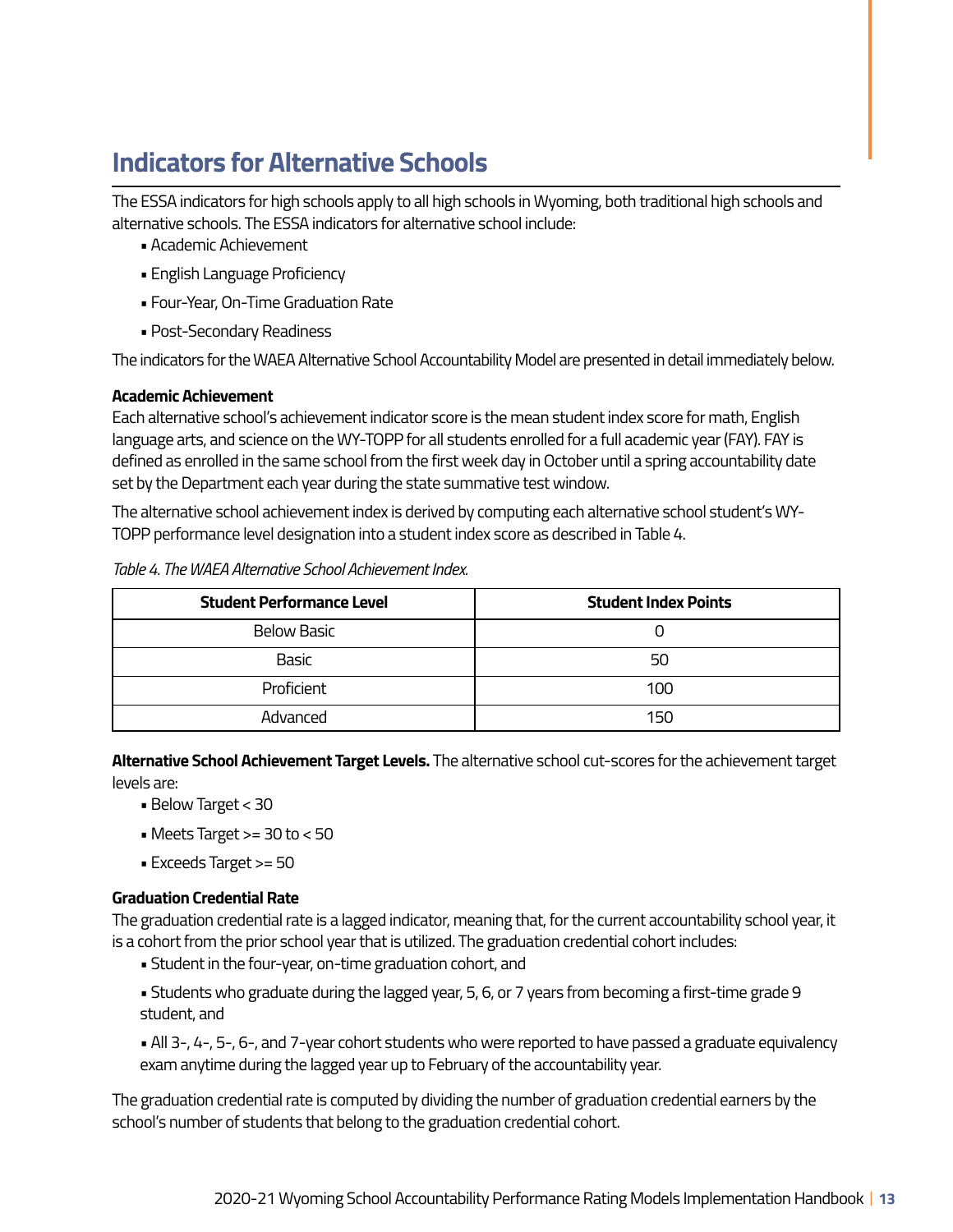## Indicators for Alternative Schools

The ESSA indicators for high schools apply to all high schools in Wyoming, both traditional high schools and alternative schools. The ESSA indicators for alternative school include:

- Academic Achievement
- English Language Proficiency
- Four-Year, On-Time Graduation Rate
- Post-Secondary Readiness

The indicators for the WAEA Alternative School Accountability Model are presented in detail immediately below.

**Academic Achievement**
Each alternative school's achievement indicator score is the mean student index score for math, English language arts, and science on the WY-TOPP for all students enrolled for a full academic year (FAY). FAY is defined as enrolled in the same school from the first week day in October until a spring accountability date set by the Department each year during the state summative test window.

The alternative school achievement index is derived by computing each alternative school student's WY-TOPP performance level designation into a student index score as described in Table 4.

*Table 4. The WAEA Alternative School Achievement Index.*

| Student Performance Level | Student Index Points |
|---|---|
| Below Basic | 0 |
| Basic | 50 |
| Proficient | 100 |
| Advanced | 150 |

**Alternative School Achievement Target Levels.** The alternative school cut-scores for the achievement target levels are:

- Below Target < 30
- Meets Target >= 30 to < 50
- Exceeds Target >= 50

**Graduation Credential Rate**
The graduation credential rate is a lagged indicator, meaning that, for the current accountability school year, it is a cohort from the prior school year that is utilized. The graduation credential cohort includes:

- Student in the four-year, on-time graduation cohort, and
- Students who graduate during the lagged year, 5, 6, or 7 years from becoming a first-time grade 9 student, and
- All 3-, 4-, 5-, 6-, and 7-year cohort students who were reported to have passed a graduate equivalency exam anytime during the lagged year up to February of the accountability year.

The graduation credential rate is computed by dividing the number of graduation credential earners by the school's number of students that belong to the graduation credential cohort.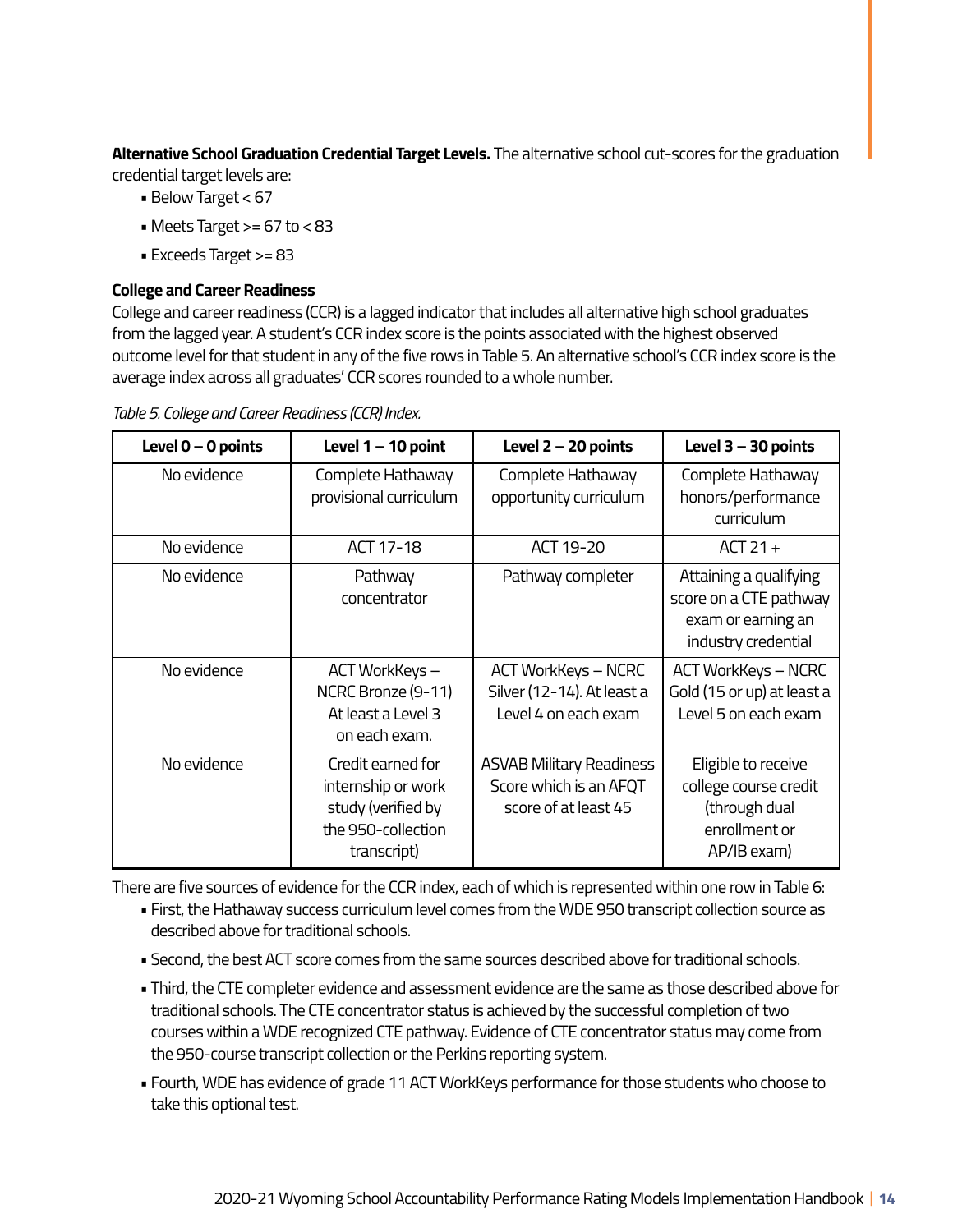**Alternative School Graduation Credential Target Levels.** The alternative school cut-scores for the graduation credential target levels are:

- Below Target < 67
- Meets Target >= 67 to < 83
- Exceeds Target >= 83

**College and Career Readiness**

College and career readiness (CCR) is a lagged indicator that includes all alternative high school graduates from the lagged year. A student's CCR index score is the points associated with the highest observed outcome level for that student in any of the five rows in Table 5. An alternative school's CCR index score is the average index across all graduates' CCR scores rounded to a whole number.

*Table 5. College and Career Readiness (CCR) Index.*

| Level 0 – 0 points | Level 1 – 10 point | Level 2 – 20 points | Level 3 – 30 points |
|---|---|---|---|
| No evidence | Complete Hathaway provisional curriculum | Complete Hathaway opportunity curriculum | Complete Hathaway honors/performance curriculum |
| No evidence | ACT 17-18 | ACT 19-20 | ACT 21 + |
| No evidence | Pathway concentrator | Pathway completer | Attaining a qualifying score on a CTE pathway exam or earning an industry credential |
| No evidence | ACT WorkKeys – NCRC Bronze (9-11) At least a Level 3 on each exam. | ACT WorkKeys – NCRC Silver (12-14). At least a Level 4 on each exam | ACT WorkKeys – NCRC Gold (15 or up) at least a Level 5 on each exam |
| No evidence | Credit earned for internship or work study (verified by the 950-collection transcript) | ASVAB Military Readiness Score which is an AFQT score of at least 45 | Eligible to receive college course credit (through dual enrollment or AP/IB exam) |

There are five sources of evidence for the CCR index, each of which is represented within one row in Table 6:

- First, the Hathaway success curriculum level comes from the WDE 950 transcript collection source as described above for traditional schools.
- Second, the best ACT score comes from the same sources described above for traditional schools.
- Third, the CTE completer evidence and assessment evidence are the same as those described above for traditional schools. The CTE concentrator status is achieved by the successful completion of two courses within a WDE recognized CTE pathway. Evidence of CTE concentrator status may come from the 950-course transcript collection or the Perkins reporting system.
- Fourth, WDE has evidence of grade 11 ACT WorkKeys performance for those students who choose to take this optional test.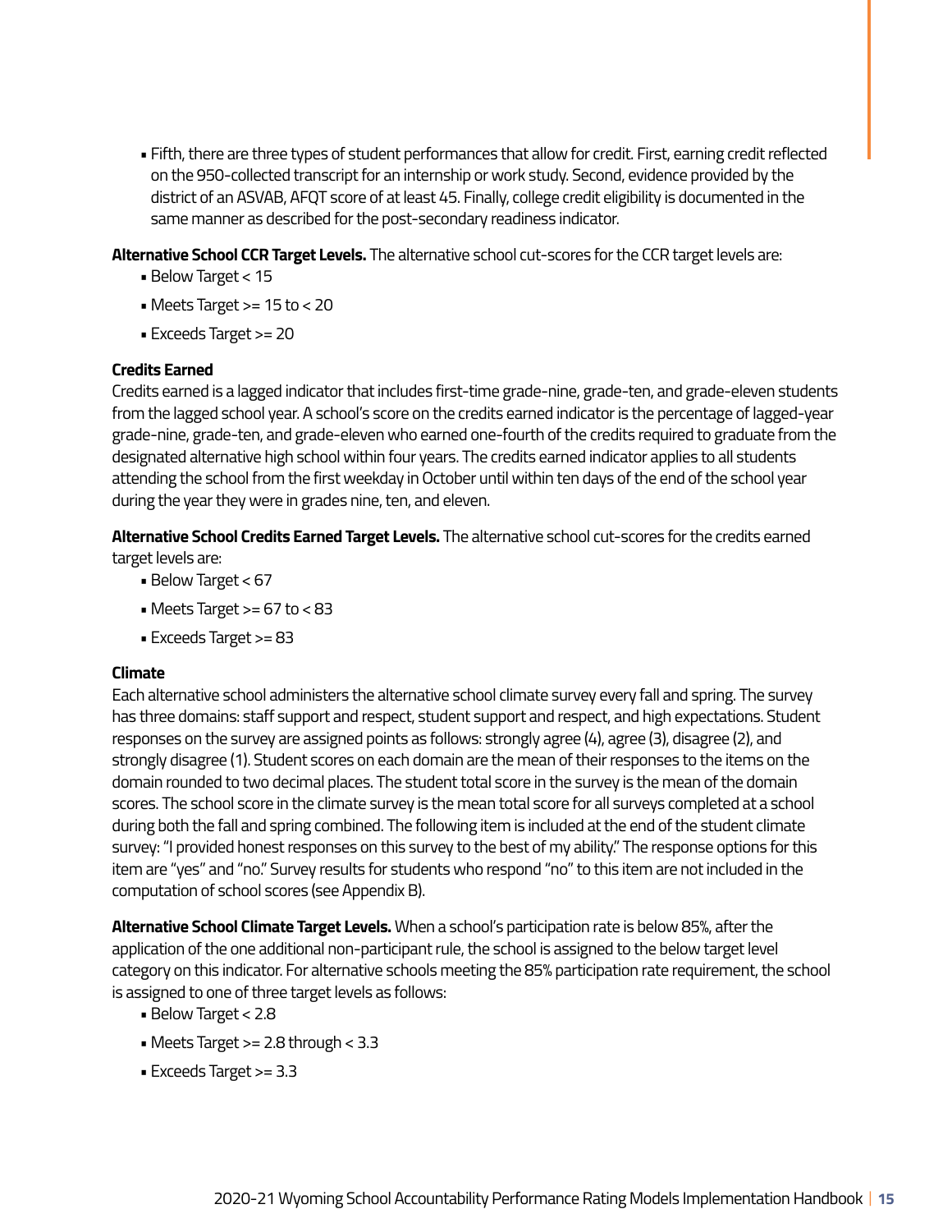- Fifth, there are three types of student performances that allow for credit. First, earning credit reflected on the 950-collected transcript for an internship or work study. Second, evidence provided by the district of an ASVAB, AFQT score of at least 45. Finally, college credit eligibility is documented in the same manner as described for the post-secondary readiness indicator.

**Alternative School CCR Target Levels.** The alternative school cut-scores for the CCR target levels are:

- Below Target < 15
- Meets Target >= 15 to < 20
- Exceeds Target >= 20

**Credits Earned**

Credits earned is a lagged indicator that includes first-time grade-nine, grade-ten, and grade-eleven students from the lagged school year. A school's score on the credits earned indicator is the percentage of lagged-year grade-nine, grade-ten, and grade-eleven who earned one-fourth of the credits required to graduate from the designated alternative high school within four years. The credits earned indicator applies to all students attending the school from the first weekday in October until within ten days of the end of the school year during the year they were in grades nine, ten, and eleven.

**Alternative School Credits Earned Target Levels.** The alternative school cut-scores for the credits earned target levels are:

- Below Target < 67
- Meets Target >= 67 to < 83
- Exceeds Target >= 83

**Climate**

Each alternative school administers the alternative school climate survey every fall and spring. The survey has three domains: staff support and respect, student support and respect, and high expectations. Student responses on the survey are assigned points as follows: strongly agree (4), agree (3), disagree (2), and strongly disagree (1). Student scores on each domain are the mean of their responses to the items on the domain rounded to two decimal places. The student total score in the survey is the mean of the domain scores. The school score in the climate survey is the mean total score for all surveys completed at a school during both the fall and spring combined. The following item is included at the end of the student climate survey: "I provided honest responses on this survey to the best of my ability." The response options for this item are "yes" and "no." Survey results for students who respond "no" to this item are not included in the computation of school scores (see Appendix B).

**Alternative School Climate Target Levels.** When a school's participation rate is below 85%, after the application of the one additional non-participant rule, the school is assigned to the below target level category on this indicator. For alternative schools meeting the 85% participation rate requirement, the school is assigned to one of three target levels as follows:

- Below Target < 2.8
- Meets Target >= 2.8 through < 3.3
- Exceeds Target >= 3.3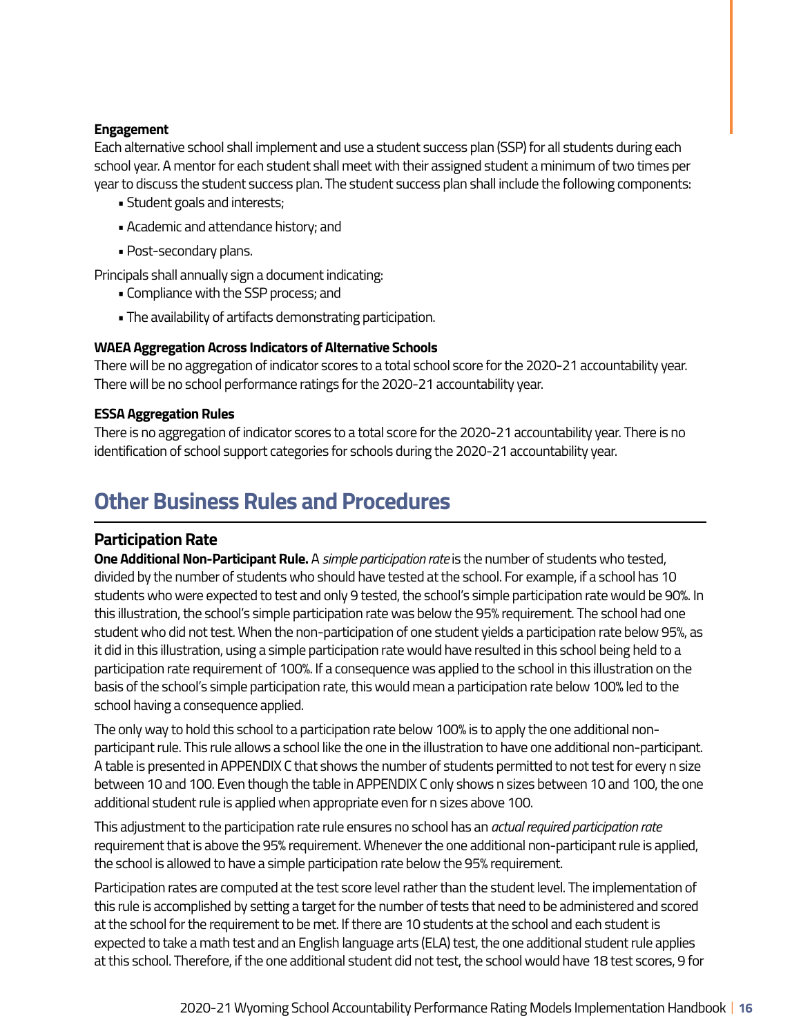**Engagement**

Each alternative school shall implement and use a student success plan (SSP) for all students during each school year. A mentor for each student shall meet with their assigned student a minimum of two times per year to discuss the student success plan. The student success plan shall include the following components:

- Student goals and interests;
- Academic and attendance history; and
- Post-secondary plans.

Principals shall annually sign a document indicating:

- Compliance with the SSP process; and
- The availability of artifacts demonstrating participation.

**WAEA Aggregation Across Indicators of Alternative Schools**

There will be no aggregation of indicator scores to a total school score for the 2020-21 accountability year. There will be no school performance ratings for the 2020-21 accountability year.

**ESSA Aggregation Rules**

There is no aggregation of indicator scores to a total score for the 2020-21 accountability year. There is no identification of school support categories for schools during the 2020-21 accountability year.

## Other Business Rules and Procedures

### Participation Rate

**One Additional Non-Participant Rule.** A *simple participation rate* is the number of students who tested, divided by the number of students who should have tested at the school. For example, if a school has 10 students who were expected to test and only 9 tested, the school's simple participation rate would be 90%. In this illustration, the school's simple participation rate was below the 95% requirement. The school had one student who did not test. When the non-participation of one student yields a participation rate below 95%, as it did in this illustration, using a simple participation rate would have resulted in this school being held to a participation rate requirement of 100%. If a consequence was applied to the school in this illustration on the basis of the school's simple participation rate, this would mean a participation rate below 100% led to the school having a consequence applied.

The only way to hold this school to a participation rate below 100% is to apply the one additional non-participant rule. This rule allows a school like the one in the illustration to have one additional non-participant. A table is presented in APPENDIX C that shows the number of students permitted to not test for every n size between 10 and 100. Even though the table in APPENDIX C only shows n sizes between 10 and 100, the one additional student rule is applied when appropriate even for n sizes above 100.

This adjustment to the participation rate rule ensures no school has an *actual required participation rate* requirement that is above the 95% requirement. Whenever the one additional non-participant rule is applied, the school is allowed to have a simple participation rate below the 95% requirement.

Participation rates are computed at the test score level rather than the student level. The implementation of this rule is accomplished by setting a target for the number of tests that need to be administered and scored at the school for the requirement to be met. If there are 10 students at the school and each student is expected to take a math test and an English language arts (ELA) test, the one additional student rule applies at this school. Therefore, if the one additional student did not test, the school would have 18 test scores, 9 for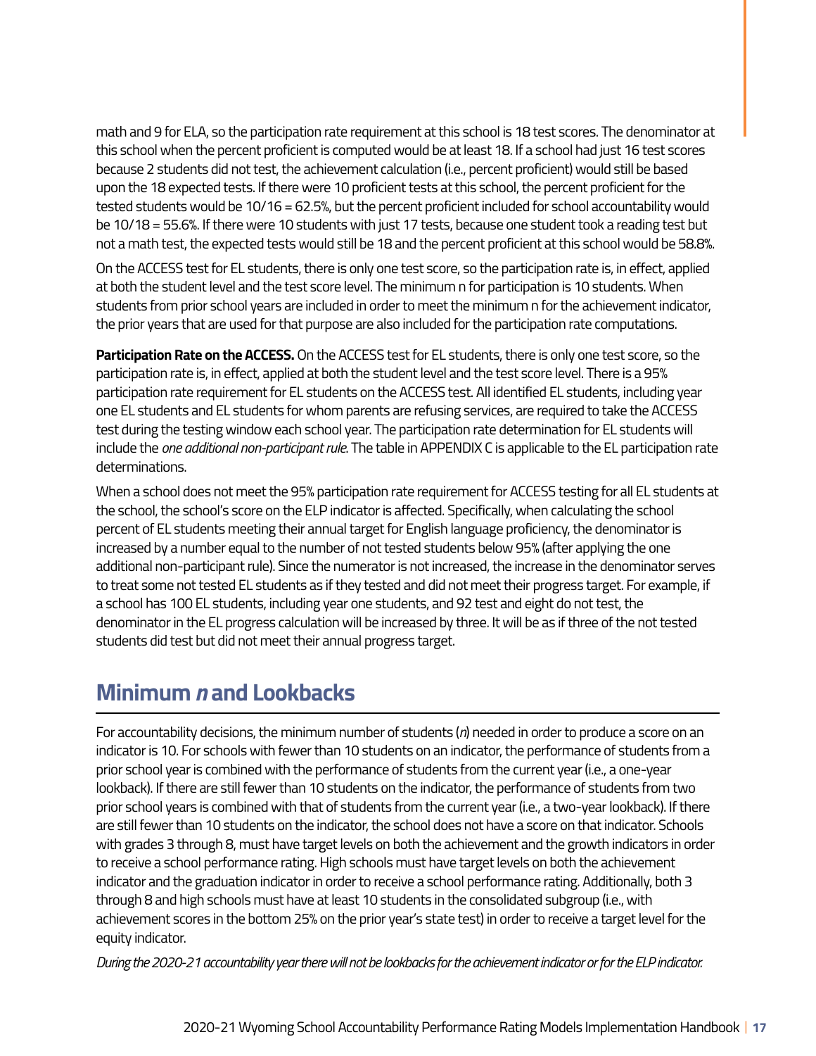math and 9 for ELA, so the participation rate requirement at this school is 18 test scores. The denominator at this school when the percent proficient is computed would be at least 18. If a school had just 16 test scores because 2 students did not test, the achievement calculation (i.e., percent proficient) would still be based upon the 18 expected tests. If there were 10 proficient tests at this school, the percent proficient for the tested students would be 10/16 = 62.5%, but the percent proficient included for school accountability would be 10/18 = 55.6%. If there were 10 students with just 17 tests, because one student took a reading test but not a math test, the expected tests would still be 18 and the percent proficient at this school would be 58.8%.

On the ACCESS test for EL students, there is only one test score, so the participation rate is, in effect, applied at both the student level and the test score level. The minimum n for participation is 10 students. When students from prior school years are included in order to meet the minimum n for the achievement indicator, the prior years that are used for that purpose are also included for the participation rate computations.

**Participation Rate on the ACCESS.** On the ACCESS test for EL students, there is only one test score, so the participation rate is, in effect, applied at both the student level and the test score level. There is a 95% participation rate requirement for EL students on the ACCESS test. All identified EL students, including year one EL students and EL students for whom parents are refusing services, are required to take the ACCESS test during the testing window each school year. The participation rate determination for EL students will include the *one additional non-participant rule*. The table in APPENDIX C is applicable to the EL participation rate determinations.

When a school does not meet the 95% participation rate requirement for ACCESS testing for all EL students at the school, the school's score on the ELP indicator is affected. Specifically, when calculating the school percent of EL students meeting their annual target for English language proficiency, the denominator is increased by a number equal to the number of not tested students below 95% (after applying the one additional non-participant rule). Since the numerator is not increased, the increase in the denominator serves to treat some not tested EL students as if they tested and did not meet their progress target. For example, if a school has 100 EL students, including year one students, and 92 test and eight do not test, the denominator in the EL progress calculation will be increased by three. It will be as if three of the not tested students did test but did not meet their annual progress target.

## Minimum *n* and Lookbacks

For accountability decisions, the minimum number of students (*n*) needed in order to produce a score on an indicator is 10. For schools with fewer than 10 students on an indicator, the performance of students from a prior school year is combined with the performance of students from the current year (i.e., a one-year lookback). If there are still fewer than 10 students on the indicator, the performance of students from two prior school years is combined with that of students from the current year (i.e., a two-year lookback). If there are still fewer than 10 students on the indicator, the school does not have a score on that indicator. Schools with grades 3 through 8, must have target levels on both the achievement and the growth indicators in order to receive a school performance rating. High schools must have target levels on both the achievement indicator and the graduation indicator in order to receive a school performance rating. Additionally, both 3 through 8 and high schools must have at least 10 students in the consolidated subgroup (i.e., with achievement scores in the bottom 25% on the prior year's state test) in order to receive a target level for the equity indicator.

*During the 2020-21 accountability year there will not be lookbacks for the achievement indicator or for the ELP indicator.*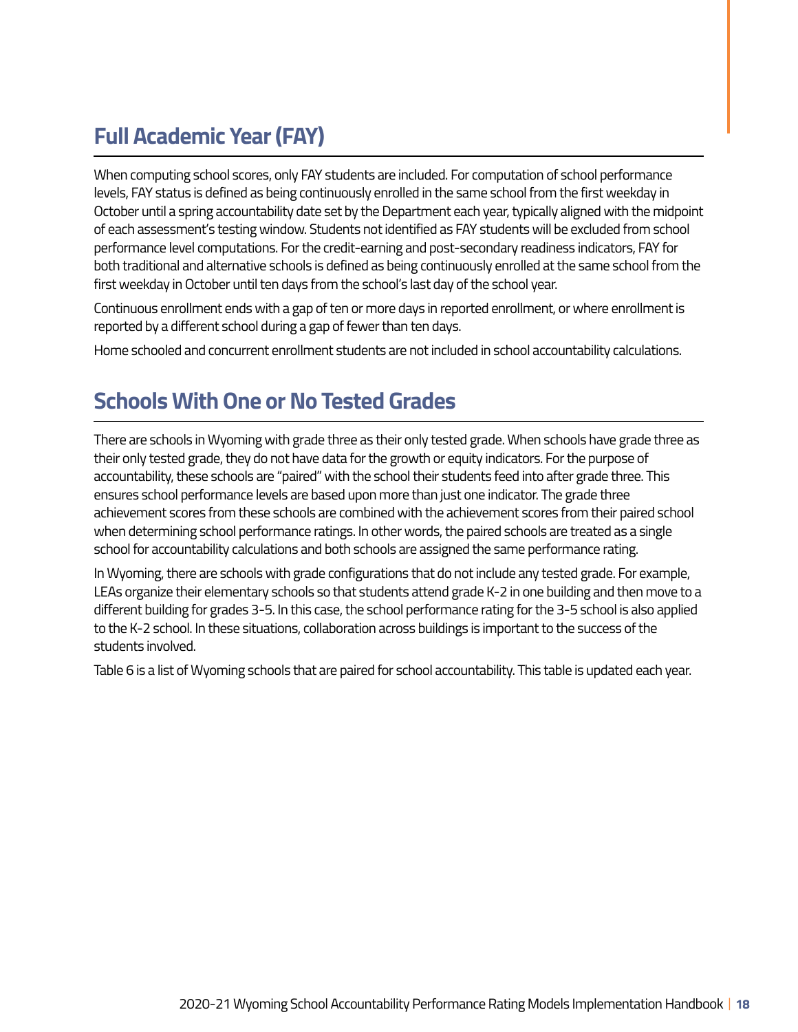## Full Academic Year (FAY)

When computing school scores, only FAY students are included. For computation of school performance levels, FAY status is defined as being continuously enrolled in the same school from the first weekday in October until a spring accountability date set by the Department each year, typically aligned with the midpoint of each assessment's testing window. Students not identified as FAY students will be excluded from school performance level computations. For the credit-earning and post-secondary readiness indicators, FAY for both traditional and alternative schools is defined as being continuously enrolled at the same school from the first weekday in October until ten days from the school's last day of the school year.

Continuous enrollment ends with a gap of ten or more days in reported enrollment, or where enrollment is reported by a different school during a gap of fewer than ten days.

Home schooled and concurrent enrollment students are not included in school accountability calculations.

## Schools With One or No Tested Grades

There are schools in Wyoming with grade three as their only tested grade. When schools have grade three as their only tested grade, they do not have data for the growth or equity indicators. For the purpose of accountability, these schools are "paired" with the school their students feed into after grade three. This ensures school performance levels are based upon more than just one indicator. The grade three achievement scores from these schools are combined with the achievement scores from their paired school when determining school performance ratings. In other words, the paired schools are treated as a single school for accountability calculations and both schools are assigned the same performance rating.

In Wyoming, there are schools with grade configurations that do not include any tested grade. For example, LEAs organize their elementary schools so that students attend grade K-2 in one building and then move to a different building for grades 3-5. In this case, the school performance rating for the 3-5 school is also applied to the K-2 school. In these situations, collaboration across buildings is important to the success of the students involved.

Table 6 is a list of Wyoming schools that are paired for school accountability. This table is updated each year.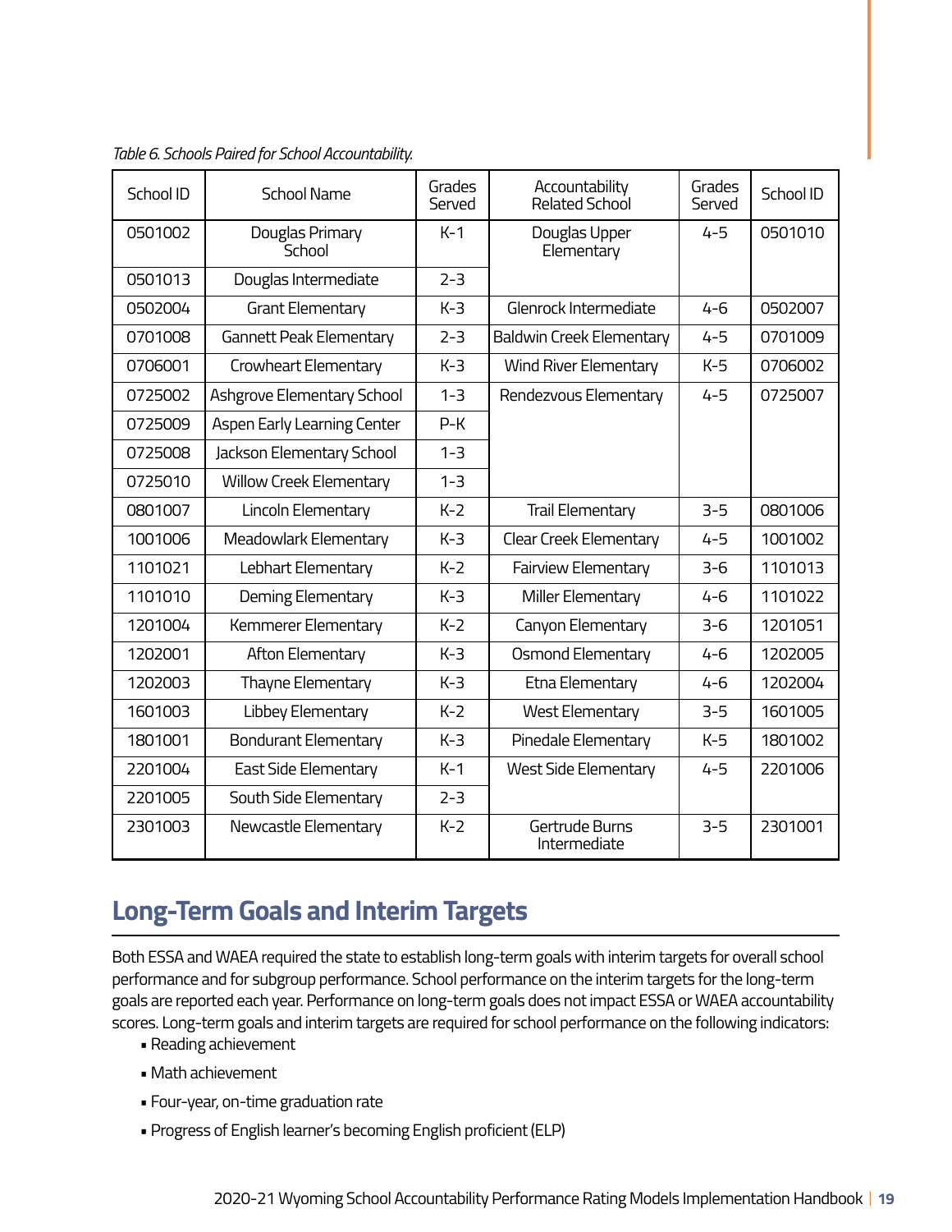*Table 6. Schools Paired for School Accountability.*

| School ID | School Name | Grades Served | Accountability Related School | Grades Served | School ID |
|---|---|---|---|---|---|
| 0501002 | Douglas Primary School | K-1 | Douglas Upper Elementary | 4-5 | 0501010 |
| 0501013 | Douglas Intermediate | 2-3 | | | |
| 0502004 | Grant Elementary | K-3 | Glenrock Intermediate | 4-6 | 0502007 |
| 0701008 | Gannett Peak Elementary | 2-3 | Baldwin Creek Elementary | 4-5 | 0701009 |
| 0706001 | Crowheart Elementary | K-3 | Wind River Elementary | K-5 | 0706002 |
| 0725002 | Ashgrove Elementary School | 1-3 | Rendezvous Elementary | 4-5 | 0725007 |
| 0725009 | Aspen Early Learning Center | P-K | | | |
| 0725008 | Jackson Elementary School | 1-3 | | | |
| 0725010 | Willow Creek Elementary | 1-3 | | | |
| 0801007 | Lincoln Elementary | K-2 | Trail Elementary | 3-5 | 0801006 |
| 1001006 | Meadowlark Elementary | K-3 | Clear Creek Elementary | 4-5 | 1001002 |
| 1101021 | Lebhart Elementary | K-2 | Fairview Elementary | 3-6 | 1101013 |
| 1101010 | Deming Elementary | K-3 | Miller Elementary | 4-6 | 1101022 |
| 1201004 | Kemmerer Elementary | K-2 | Canyon Elementary | 3-6 | 1201051 |
| 1202001 | Afton Elementary | K-3 | Osmond Elementary | 4-6 | 1202005 |
| 1202003 | Thayne Elementary | K-3 | Etna Elementary | 4-6 | 1202004 |
| 1601003 | Libbey Elementary | K-2 | West Elementary | 3-5 | 1601005 |
| 1801001 | Bondurant Elementary | K-3 | Pinedale Elementary | K-5 | 1801002 |
| 2201004 | East Side Elementary | K-1 | West Side Elementary | 4-5 | 2201006 |
| 2201005 | South Side Elementary | 2-3 | | | |
| 2301003 | Newcastle Elementary | K-2 | Gertrude Burns Intermediate | 3-5 | 2301001 |

## Long-Term Goals and Interim Targets

Both ESSA and WAEA required the state to establish long-term goals with interim targets for overall school performance and for subgroup performance. School performance on the interim targets for the long-term goals are reported each year. Performance on long-term goals does not impact ESSA or WAEA accountability scores. Long-term goals and interim targets are required for school performance on the following indicators:

- Reading achievement
- Math achievement
- Four-year, on-time graduation rate
- Progress of English learner's becoming English proficient (ELP)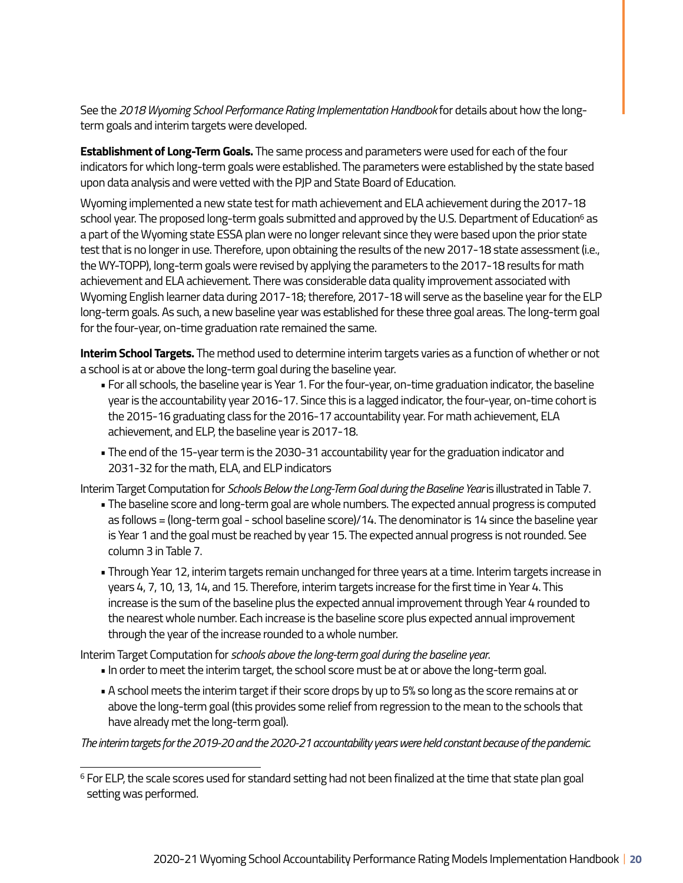See the *2018 Wyoming School Performance Rating Implementation Handbook* for details about how the long-term goals and interim targets were developed.

**Establishment of Long-Term Goals.** The same process and parameters were used for each of the four indicators for which long-term goals were established. The parameters were established by the state based upon data analysis and were vetted with the PJP and State Board of Education.

Wyoming implemented a new state test for math achievement and ELA achievement during the 2017-18 school year. The proposed long-term goals submitted and approved by the U.S. Department of Education[6] as a part of the Wyoming state ESSA plan were no longer relevant since they were based upon the prior state test that is no longer in use. Therefore, upon obtaining the results of the new 2017-18 state assessment (i.e., the WY-TOPP), long-term goals were revised by applying the parameters to the 2017-18 results for math achievement and ELA achievement. There was considerable data quality improvement associated with Wyoming English learner data during 2017-18; therefore, 2017-18 will serve as the baseline year for the ELP long-term goals. As such, a new baseline year was established for these three goal areas. The long-term goal for the four-year, on-time graduation rate remained the same.

**Interim School Targets.** The method used to determine interim targets varies as a function of whether or not a school is at or above the long-term goal during the baseline year.

- For all schools, the baseline year is Year 1. For the four-year, on-time graduation indicator, the baseline year is the accountability year 2016-17. Since this is a lagged indicator, the four-year, on-time cohort is the 2015-16 graduating class for the 2016-17 accountability year. For math achievement, ELA achievement, and ELP, the baseline year is 2017-18.
- The end of the 15-year term is the 2030-31 accountability year for the graduation indicator and 2031-32 for the math, ELA, and ELP indicators

Interim Target Computation for *Schools Below the Long-Term Goal during the Baseline Year* is illustrated in Table 7.

- The baseline score and long-term goal are whole numbers. The expected annual progress is computed as follows = (long-term goal - school baseline score)/14. The denominator is 14 since the baseline year is Year 1 and the goal must be reached by year 15. The expected annual progress is not rounded. See column 3 in Table 7.
- Through Year 12, interim targets remain unchanged for three years at a time. Interim targets increase in years 4, 7, 10, 13, 14, and 15. Therefore, interim targets increase for the first time in Year 4. This increase is the sum of the baseline plus the expected annual improvement through Year 4 rounded to the nearest whole number. Each increase is the baseline score plus expected annual improvement through the year of the increase rounded to a whole number.

Interim Target Computation for *schools above the long-term goal during the baseline year.*

- In order to meet the interim target, the school score must be at or above the long-term goal.
- A school meets the interim target if their score drops by up to 5% so long as the score remains at or above the long-term goal (this provides some relief from regression to the mean to the schools that have already met the long-term goal).

*The interim targets for the 2019-20 and the 2020-21 accountability years were held constant because of the pandemic.*

[6] For ELP, the scale scores used for standard setting had not been finalized at the time that state plan goal setting was performed.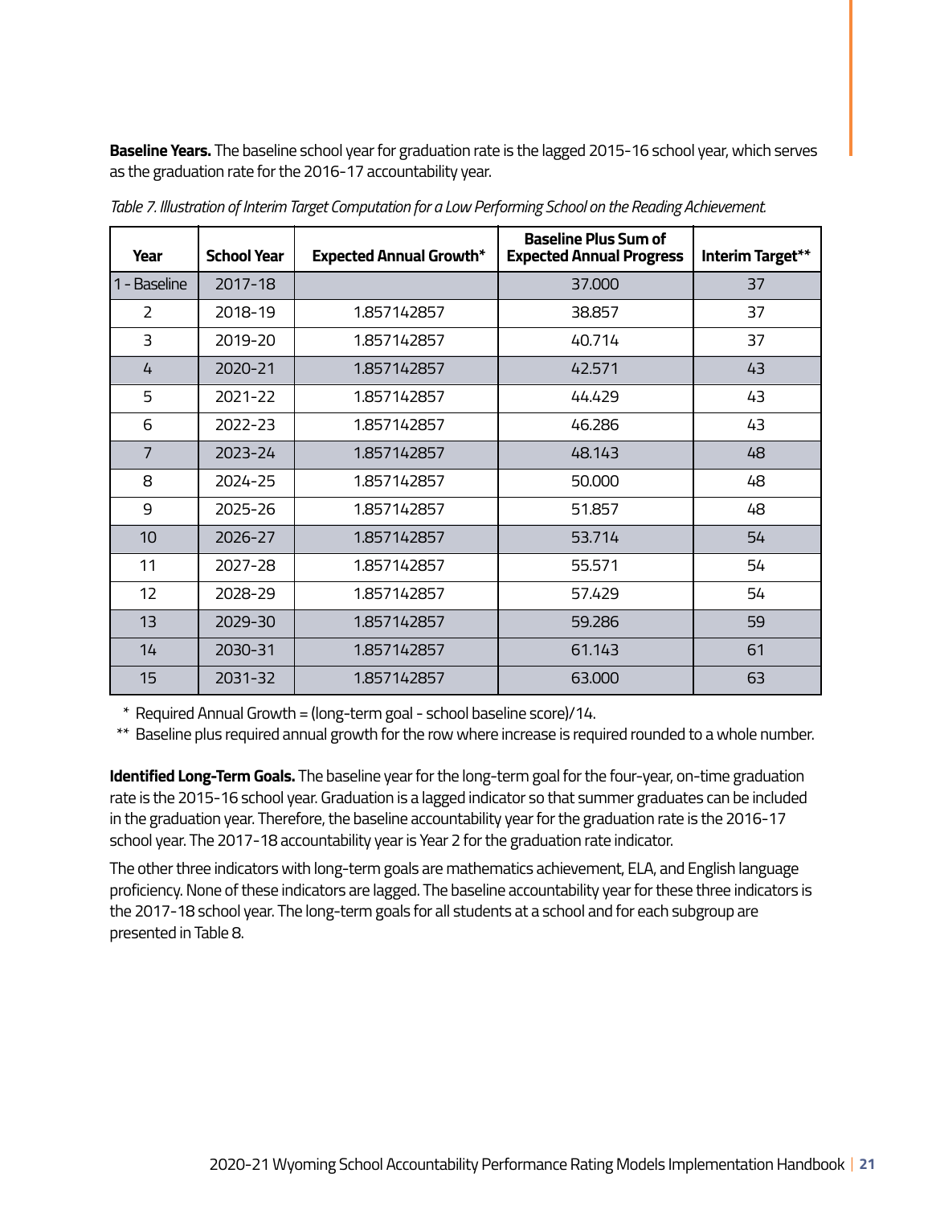**Baseline Years.** The baseline school year for graduation rate is the lagged 2015-16 school year, which serves as the graduation rate for the 2016-17 accountability year.

*Table 7. Illustration of Interim Target Computation for a Low Performing School on the Reading Achievement.*

| Year | School Year | Expected Annual Growth* | Baseline Plus Sum of Expected Annual Progress | Interim Target** |
|---|---|---|---|---|
| 1 - Baseline | 2017-18 | | 37.000 | 37 |
| 2 | 2018-19 | 1.857142857 | 38.857 | 37 |
| 3 | 2019-20 | 1.857142857 | 40.714 | 37 |
| 4 | 2020-21 | 1.857142857 | 42.571 | 43 |
| 5 | 2021-22 | 1.857142857 | 44.429 | 43 |
| 6 | 2022-23 | 1.857142857 | 46.286 | 43 |
| 7 | 2023-24 | 1.857142857 | 48.143 | 48 |
| 8 | 2024-25 | 1.857142857 | 50.000 | 48 |
| 9 | 2025-26 | 1.857142857 | 51.857 | 48 |
| 10 | 2026-27 | 1.857142857 | 53.714 | 54 |
| 11 | 2027-28 | 1.857142857 | 55.571 | 54 |
| 12 | 2028-29 | 1.857142857 | 57.429 | 54 |
| 13 | 2029-30 | 1.857142857 | 59.286 | 59 |
| 14 | 2030-31 | 1.857142857 | 61.143 | 61 |
| 15 | 2031-32 | 1.857142857 | 63.000 | 63 |

\* Required Annual Growth = (long-term goal - school baseline score)/14.

\*\* Baseline plus required annual growth for the row where increase is required rounded to a whole number.

**Identified Long-Term Goals.** The baseline year for the long-term goal for the four-year, on-time graduation rate is the 2015-16 school year. Graduation is a lagged indicator so that summer graduates can be included in the graduation year. Therefore, the baseline accountability year for the graduation rate is the 2016-17 school year. The 2017-18 accountability year is Year 2 for the graduation rate indicator.

The other three indicators with long-term goals are mathematics achievement, ELA, and English language proficiency. None of these indicators are lagged. The baseline accountability year for these three indicators is the 2017-18 school year. The long-term goals for all students at a school and for each subgroup are presented in Table 8.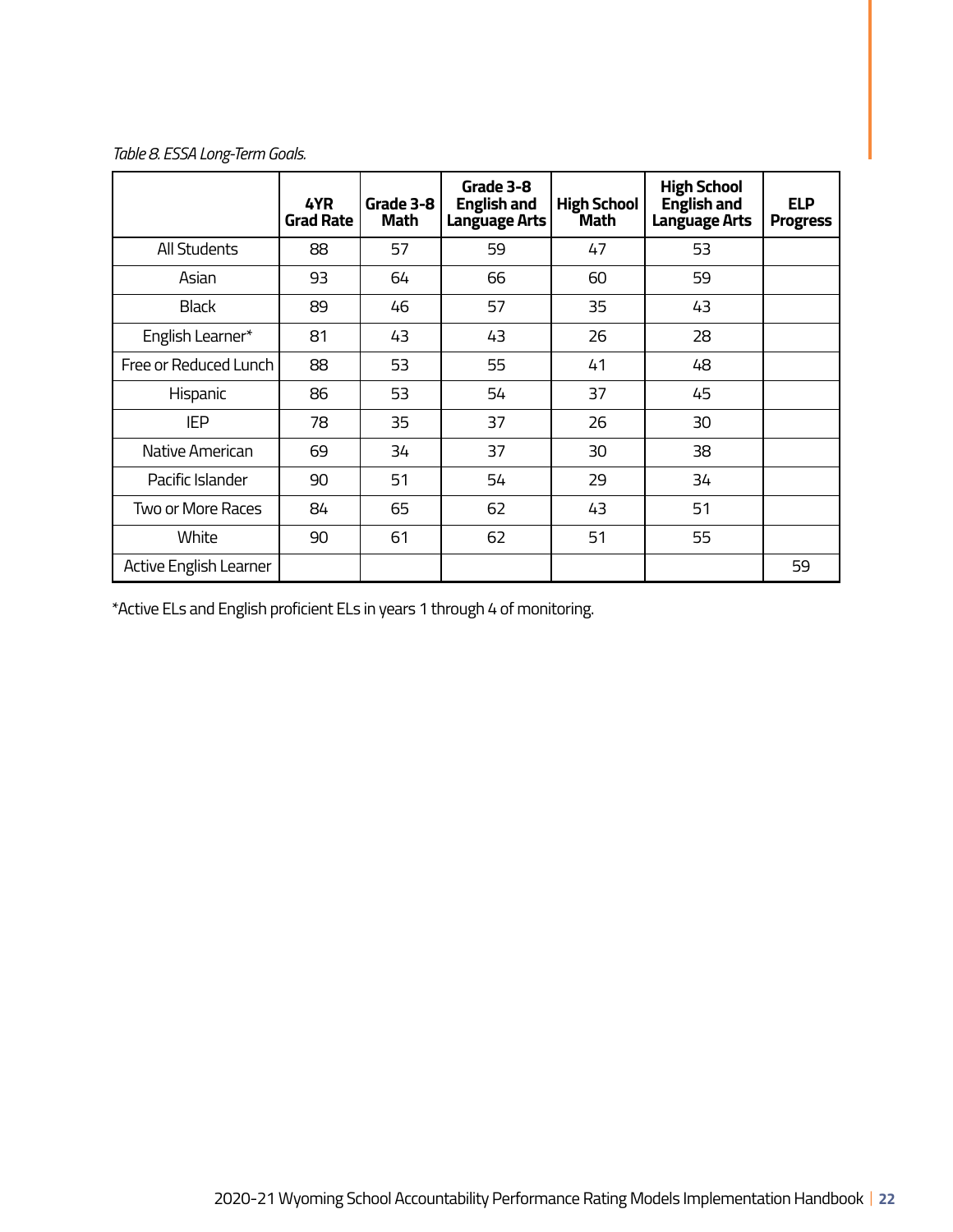*Table 8. ESSA Long-Term Goals.*

| | 4YR Grad Rate | Grade 3-8 Math | Grade 3-8 English and Language Arts | High School Math | High School English and Language Arts | ELP Progress |
|---|---|---|---|---|---|---|
| All Students | 88 | 57 | 59 | 47 | 53 | |
| Asian | 93 | 64 | 66 | 60 | 59 | |
| Black | 89 | 46 | 57 | 35 | 43 | |
| English Learner* | 81 | 43 | 43 | 26 | 28 | |
| Free or Reduced Lunch | 88 | 53 | 55 | 41 | 48 | |
| Hispanic | 86 | 53 | 54 | 37 | 45 | |
| IEP | 78 | 35 | 37 | 26 | 30 | |
| Native American | 69 | 34 | 37 | 30 | 38 | |
| Pacific Islander | 90 | 51 | 54 | 29 | 34 | |
| Two or More Races | 84 | 65 | 62 | 43 | 51 | |
| White | 90 | 61 | 62 | 51 | 55 | |
| Active English Learner | | | | | | 59 |

*Active ELs and English proficient ELs in years 1 through 4 of monitoring.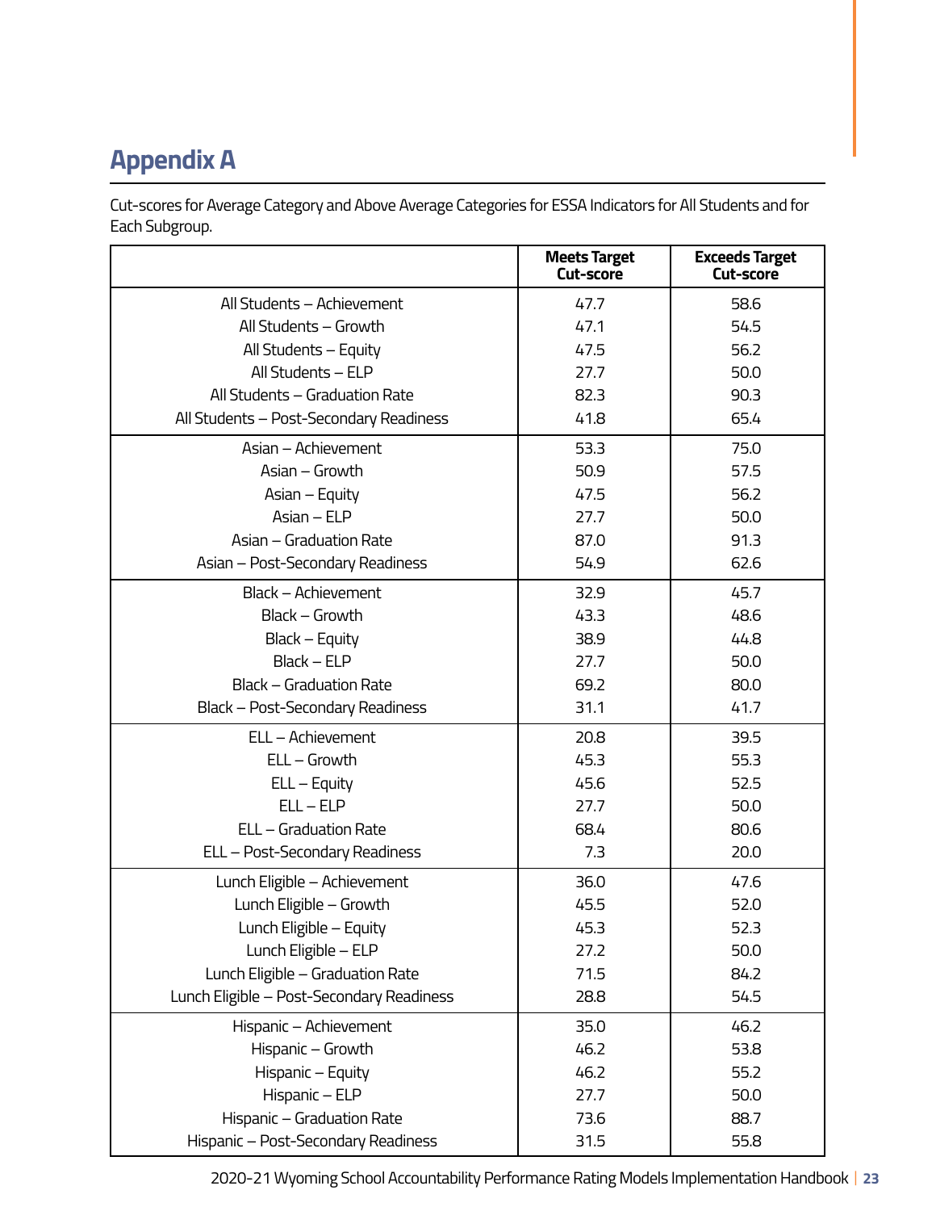## Appendix A

Cut-scores for Average Category and Above Average Categories for ESSA Indicators for All Students and for Each Subgroup.

| | Meets Target Cut-score | Exceeds Target Cut-score |
|---|---|---|
| All Students – Achievement | 47.7 | 58.6 |
| All Students – Growth | 47.1 | 54.5 |
| All Students – Equity | 47.5 | 56.2 |
| All Students – ELP | 27.7 | 50.0 |
| All Students – Graduation Rate | 82.3 | 90.3 |
| All Students – Post-Secondary Readiness | 41.8 | 65.4 |
| Asian – Achievement | 53.3 | 75.0 |
| Asian – Growth | 50.9 | 57.5 |
| Asian – Equity | 47.5 | 56.2 |
| Asian – ELP | 27.7 | 50.0 |
| Asian – Graduation Rate | 87.0 | 91.3 |
| Asian – Post-Secondary Readiness | 54.9 | 62.6 |
| Black – Achievement | 32.9 | 45.7 |
| Black – Growth | 43.3 | 48.6 |
| Black – Equity | 38.9 | 44.8 |
| Black – ELP | 27.7 | 50.0 |
| Black – Graduation Rate | 69.2 | 80.0 |
| Black – Post-Secondary Readiness | 31.1 | 41.7 |
| ELL – Achievement | 20.8 | 39.5 |
| ELL – Growth | 45.3 | 55.3 |
| ELL – Equity | 45.6 | 52.5 |
| ELL – ELP | 27.7 | 50.0 |
| ELL – Graduation Rate | 68.4 | 80.6 |
| ELL – Post-Secondary Readiness | 7.3 | 20.0 |
| Lunch Eligible – Achievement | 36.0 | 47.6 |
| Lunch Eligible – Growth | 45.5 | 52.0 |
| Lunch Eligible – Equity | 45.3 | 52.3 |
| Lunch Eligible – ELP | 27.2 | 50.0 |
| Lunch Eligible – Graduation Rate | 71.5 | 84.2 |
| Lunch Eligible – Post-Secondary Readiness | 28.8 | 54.5 |
| Hispanic – Achievement | 35.0 | 46.2 |
| Hispanic – Growth | 46.2 | 53.8 |
| Hispanic – Equity | 46.2 | 55.2 |
| Hispanic – ELP | 27.7 | 50.0 |
| Hispanic – Graduation Rate | 73.6 | 88.7 |
| Hispanic – Post-Secondary Readiness | 31.5 | 55.8 |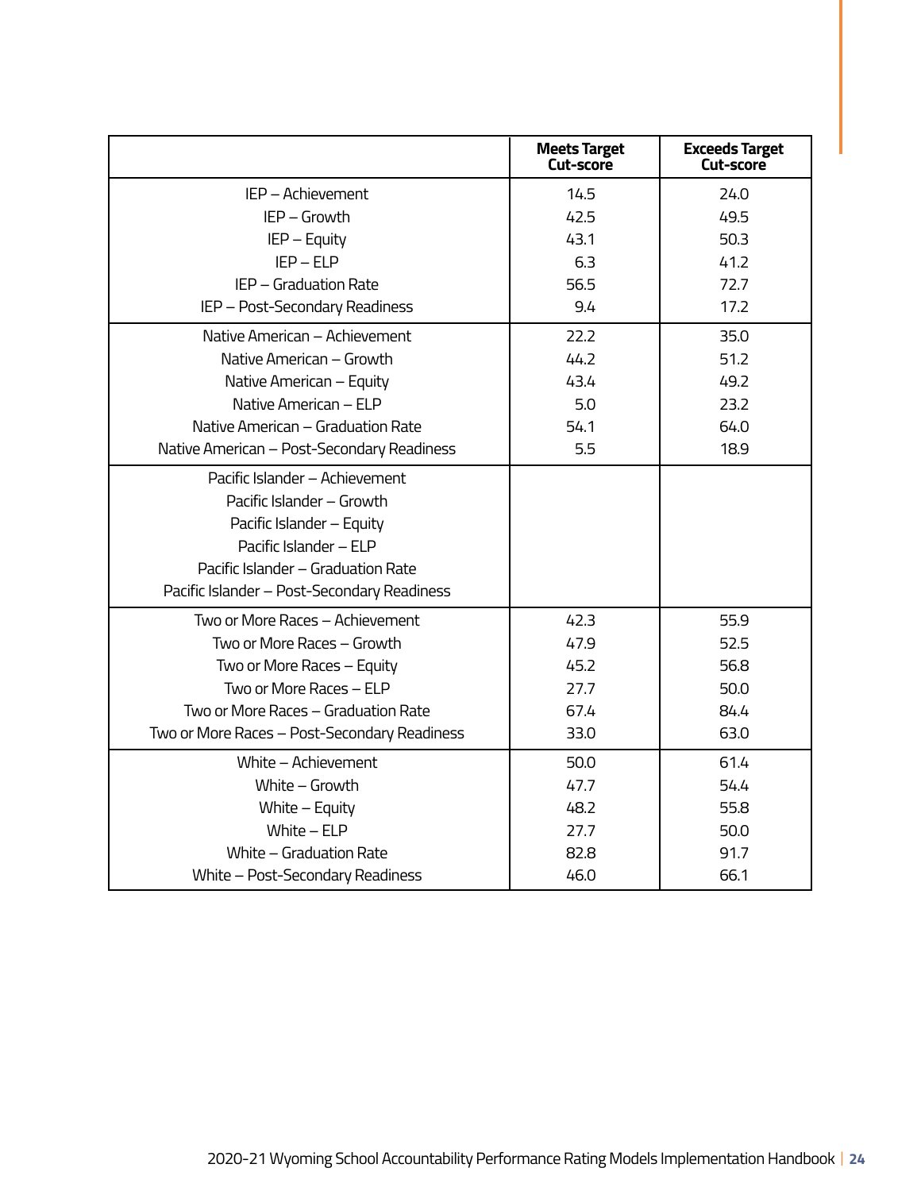| | Meets Target Cut-score | Exceeds Target Cut-score |
|---|---|---|
| IEP – Achievement | 14.5 | 24.0 |
| IEP – Growth | 42.5 | 49.5 |
| IEP – Equity | 43.1 | 50.3 |
| IEP – ELP | 6.3 | 41.2 |
| IEP – Graduation Rate | 56.5 | 72.7 |
| IEP – Post-Secondary Readiness | 9.4 | 17.2 |
| Native American – Achievement | 22.2 | 35.0 |
| Native American – Growth | 44.2 | 51.2 |
| Native American – Equity | 43.4 | 49.2 |
| Native American – ELP | 5.0 | 23.2 |
| Native American – Graduation Rate | 54.1 | 64.0 |
| Native American – Post-Secondary Readiness | 5.5 | 18.9 |
| Pacific Islander – Achievement | | |
| Pacific Islander – Growth | | |
| Pacific Islander – Equity | | |
| Pacific Islander – ELP | | |
| Pacific Islander – Graduation Rate | | |
| Pacific Islander – Post-Secondary Readiness | | |
| Two or More Races – Achievement | 42.3 | 55.9 |
| Two or More Races – Growth | 47.9 | 52.5 |
| Two or More Races – Equity | 45.2 | 56.8 |
| Two or More Races – ELP | 27.7 | 50.0 |
| Two or More Races – Graduation Rate | 67.4 | 84.4 |
| Two or More Races – Post-Secondary Readiness | 33.0 | 63.0 |
| White – Achievement | 50.0 | 61.4 |
| White – Growth | 47.7 | 54.4 |
| White – Equity | 48.2 | 55.8 |
| White – ELP | 27.7 | 50.0 |
| White – Graduation Rate | 82.8 | 91.7 |
| White – Post-Secondary Readiness | 46.0 | 66.1 |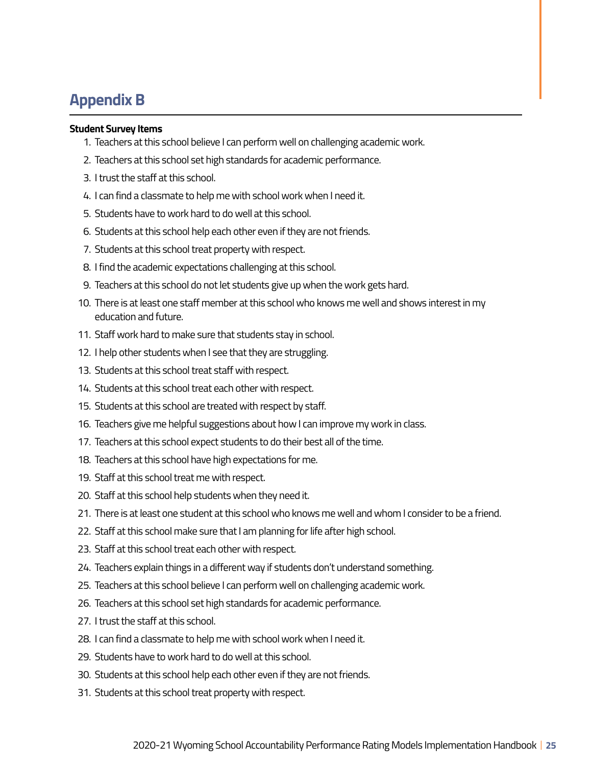# Appendix B

**Student Survey Items**

1. Teachers at this school believe I can perform well on challenging academic work.
2. Teachers at this school set high standards for academic performance.
3. I trust the staff at this school.
4. I can find a classmate to help me with school work when I need it.
5. Students have to work hard to do well at this school.
6. Students at this school help each other even if they are not friends.
7. Students at this school treat property with respect.
8. I find the academic expectations challenging at this school.
9. Teachers at this school do not let students give up when the work gets hard.
10. There is at least one staff member at this school who knows me well and shows interest in my education and future.
11. Staff work hard to make sure that students stay in school.
12. I help other students when I see that they are struggling.
13. Students at this school treat staff with respect.
14. Students at this school treat each other with respect.
15. Students at this school are treated with respect by staff.
16. Teachers give me helpful suggestions about how I can improve my work in class.
17. Teachers at this school expect students to do their best all of the time.
18. Teachers at this school have high expectations for me.
19. Staff at this school treat me with respect.
20. Staff at this school help students when they need it.
21. There is at least one student at this school who knows me well and whom I consider to be a friend.
22. Staff at this school make sure that I am planning for life after high school.
23. Staff at this school treat each other with respect.
24. Teachers explain things in a different way if students don't understand something.
25. Teachers at this school believe I can perform well on challenging academic work.
26. Teachers at this school set high standards for academic performance.
27. I trust the staff at this school.
28. I can find a classmate to help me with school work when I need it.
29. Students have to work hard to do well at this school.
30. Students at this school help each other even if they are not friends.
31. Students at this school treat property with respect.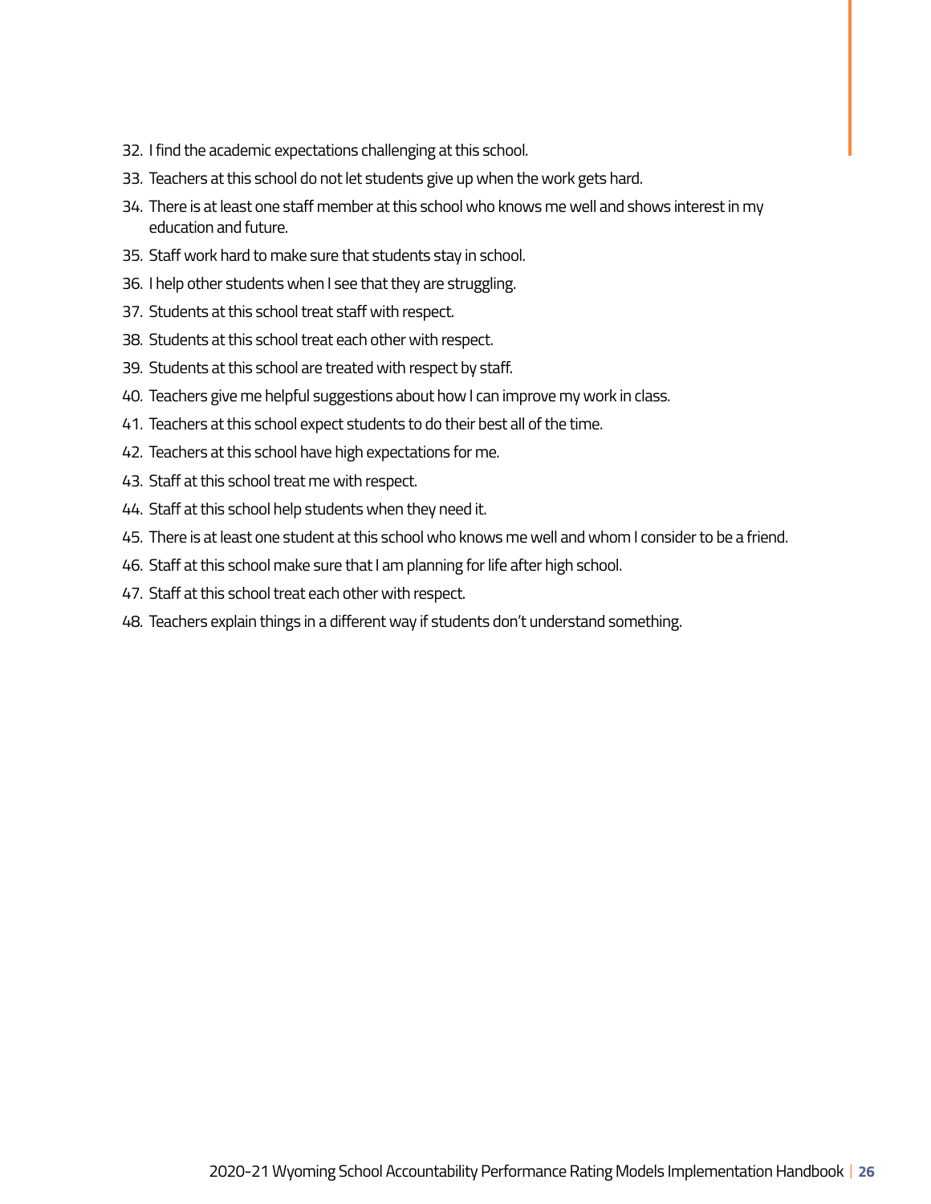32. I find the academic expectations challenging at this school.
33. Teachers at this school do not let students give up when the work gets hard.
34. There is at least one staff member at this school who knows me well and shows interest in my education and future.
35. Staff work hard to make sure that students stay in school.
36. I help other students when I see that they are struggling.
37. Students at this school treat staff with respect.
38. Students at this school treat each other with respect.
39. Students at this school are treated with respect by staff.
40. Teachers give me helpful suggestions about how I can improve my work in class.
41. Teachers at this school expect students to do their best all of the time.
42. Teachers at this school have high expectations for me.
43. Staff at this school treat me with respect.
44. Staff at this school help students when they need it.
45. There is at least one student at this school who knows me well and whom I consider to be a friend.
46. Staff at this school make sure that I am planning for life after high school.
47. Staff at this school treat each other with respect.
48. Teachers explain things in a different way if students don't understand something.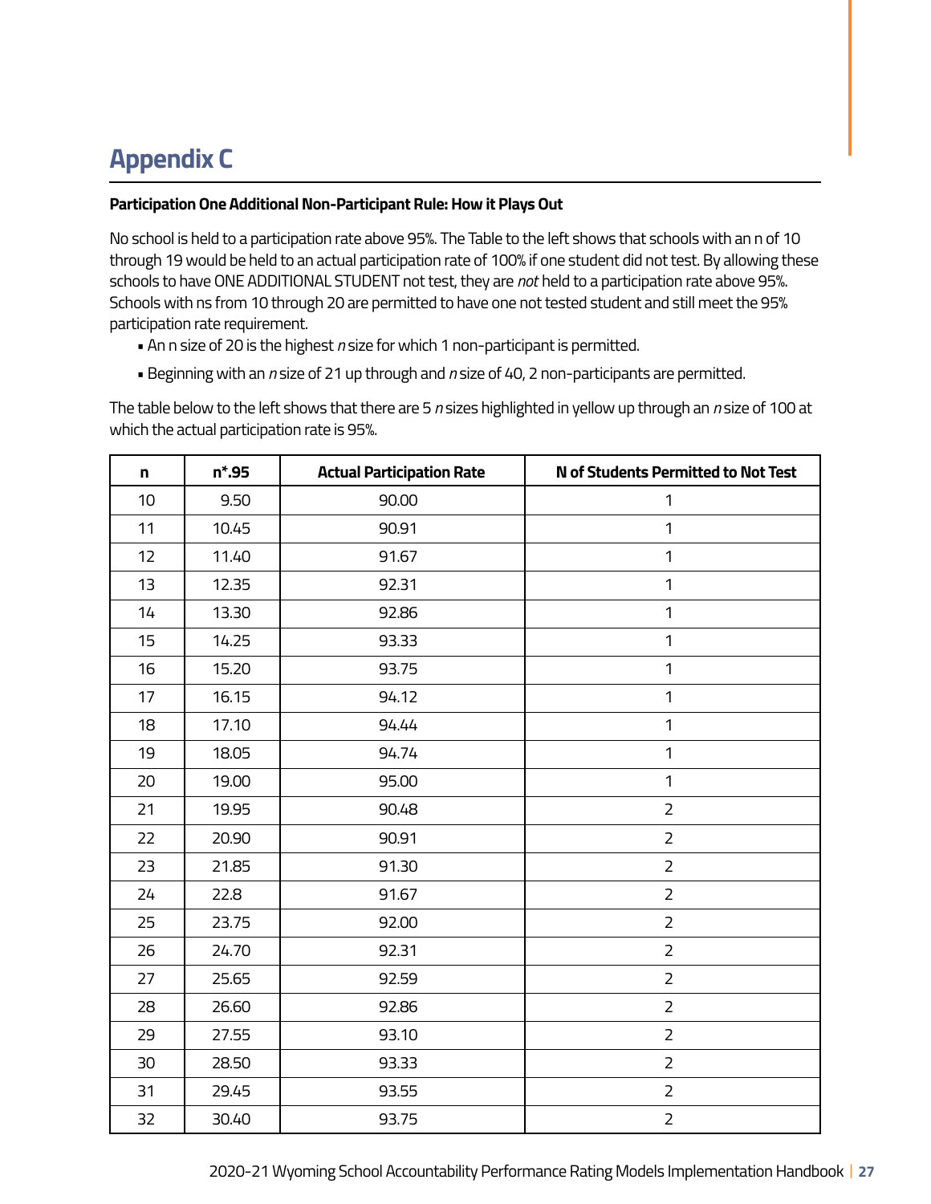## Appendix C

**Participation One Additional Non-Participant Rule: How it Plays Out**

No school is held to a participation rate above 95%. The Table to the left shows that schools with an n of 10 through 19 would be held to an actual participation rate of 100% if one student did not test. By allowing these schools to have ONE ADDITIONAL STUDENT not test, they are *not* held to a participation rate above 95%. Schools with ns from 10 through 20 are permitted to have one not tested student and still meet the 95% participation rate requirement.

- An n size of 20 is the highest *n* size for which 1 non-participant is permitted.
- Beginning with an *n* size of 21 up through and *n* size of 40, 2 non-participants are permitted.

The table below to the left shows that there are 5 *n* sizes highlighted in yellow up through an *n* size of 100 at which the actual participation rate is 95%.

| n | n*.95 | Actual Participation Rate | N of Students Permitted to Not Test |
|---|---|---|---|
| 10 | 9.50 | 90.00 | 1 |
| 11 | 10.45 | 90.91 | 1 |
| 12 | 11.40 | 91.67 | 1 |
| 13 | 12.35 | 92.31 | 1 |
| 14 | 13.30 | 92.86 | 1 |
| 15 | 14.25 | 93.33 | 1 |
| 16 | 15.20 | 93.75 | 1 |
| 17 | 16.15 | 94.12 | 1 |
| 18 | 17.10 | 94.44 | 1 |
| 19 | 18.05 | 94.74 | 1 |
| 20 | 19.00 | 95.00 | 1 |
| 21 | 19.95 | 90.48 | 2 |
| 22 | 20.90 | 90.91 | 2 |
| 23 | 21.85 | 91.30 | 2 |
| 24 | 22.8 | 91.67 | 2 |
| 25 | 23.75 | 92.00 | 2 |
| 26 | 24.70 | 92.31 | 2 |
| 27 | 25.65 | 92.59 | 2 |
| 28 | 26.60 | 92.86 | 2 |
| 29 | 27.55 | 93.10 | 2 |
| 30 | 28.50 | 93.33 | 2 |
| 31 | 29.45 | 93.55 | 2 |
| 32 | 30.40 | 93.75 | 2 |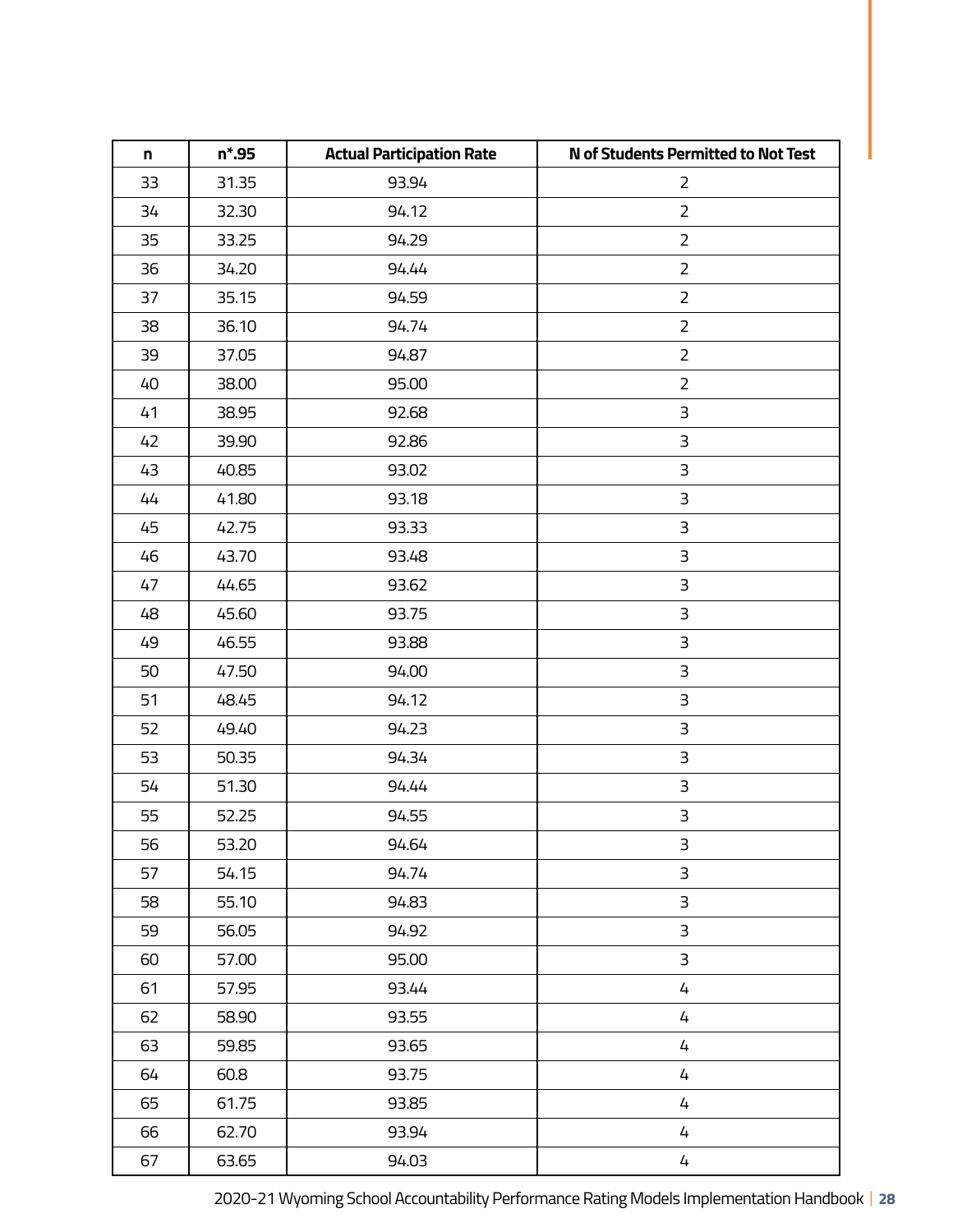| n | n*.95 | Actual Participation Rate | N of Students Permitted to Not Test |
|---|---|---|---|
| 33 | 31.35 | 93.94 | 2 |
| 34 | 32.30 | 94.12 | 2 |
| 35 | 33.25 | 94.29 | 2 |
| 36 | 34.20 | 94.44 | 2 |
| 37 | 35.15 | 94.59 | 2 |
| 38 | 36.10 | 94.74 | 2 |
| 39 | 37.05 | 94.87 | 2 |
| 40 | 38.00 | 95.00 | 2 |
| 41 | 38.95 | 92.68 | 3 |
| 42 | 39.90 | 92.86 | 3 |
| 43 | 40.85 | 93.02 | 3 |
| 44 | 41.80 | 93.18 | 3 |
| 45 | 42.75 | 93.33 | 3 |
| 46 | 43.70 | 93.48 | 3 |
| 47 | 44.65 | 93.62 | 3 |
| 48 | 45.60 | 93.75 | 3 |
| 49 | 46.55 | 93.88 | 3 |
| 50 | 47.50 | 94.00 | 3 |
| 51 | 48.45 | 94.12 | 3 |
| 52 | 49.40 | 94.23 | 3 |
| 53 | 50.35 | 94.34 | 3 |
| 54 | 51.30 | 94.44 | 3 |
| 55 | 52.25 | 94.55 | 3 |
| 56 | 53.20 | 94.64 | 3 |
| 57 | 54.15 | 94.74 | 3 |
| 58 | 55.10 | 94.83 | 3 |
| 59 | 56.05 | 94.92 | 3 |
| 60 | 57.00 | 95.00 | 3 |
| 61 | 57.95 | 93.44 | 4 |
| 62 | 58.90 | 93.55 | 4 |
| 63 | 59.85 | 93.65 | 4 |
| 64 | 60.8 | 93.75 | 4 |
| 65 | 61.75 | 93.85 | 4 |
| 66 | 62.70 | 93.94 | 4 |
| 67 | 63.65 | 94.03 | 4 |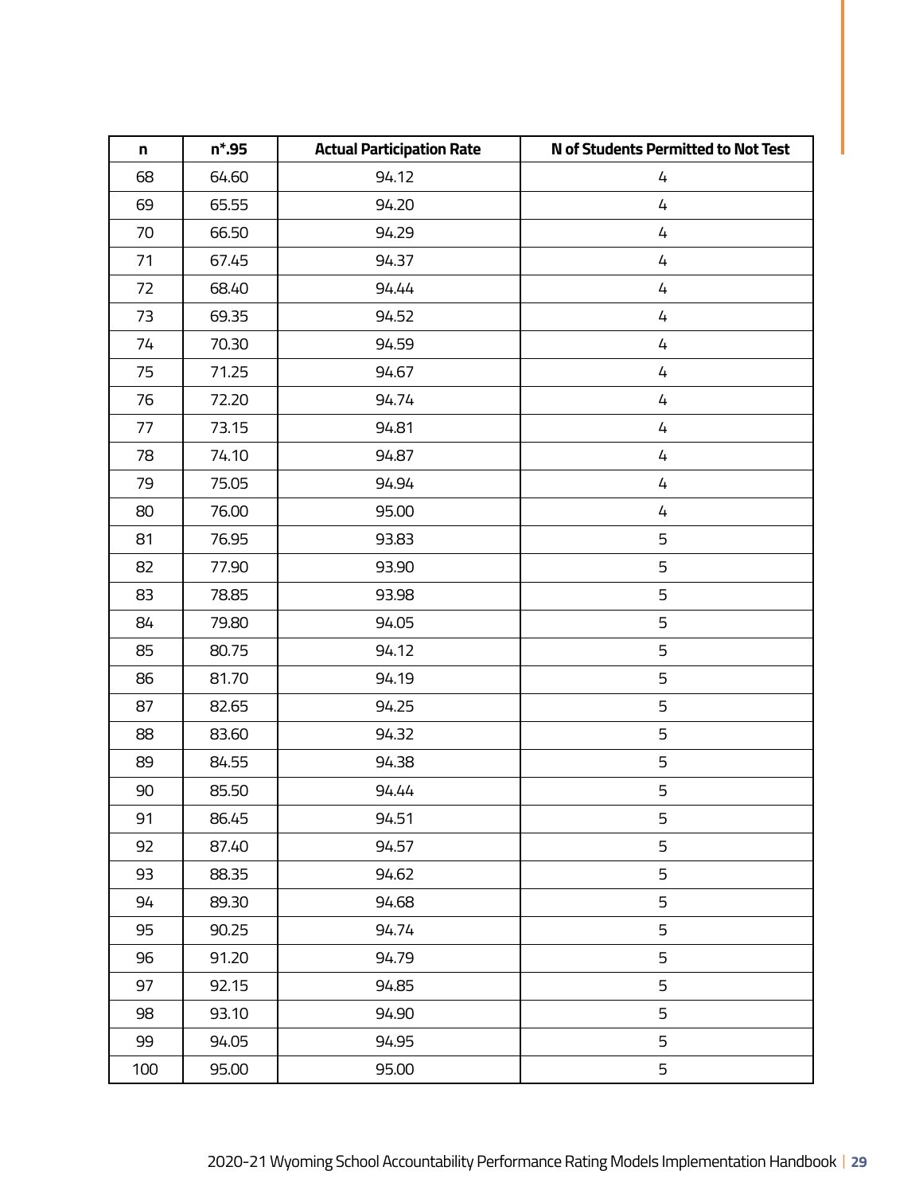| n | n*.95 | Actual Participation Rate | N of Students Permitted to Not Test |
|---|---|---|---|
| 68 | 64.60 | 94.12 | 4 |
| 69 | 65.55 | 94.20 | 4 |
| 70 | 66.50 | 94.29 | 4 |
| 71 | 67.45 | 94.37 | 4 |
| 72 | 68.40 | 94.44 | 4 |
| 73 | 69.35 | 94.52 | 4 |
| 74 | 70.30 | 94.59 | 4 |
| 75 | 71.25 | 94.67 | 4 |
| 76 | 72.20 | 94.74 | 4 |
| 77 | 73.15 | 94.81 | 4 |
| 78 | 74.10 | 94.87 | 4 |
| 79 | 75.05 | 94.94 | 4 |
| 80 | 76.00 | 95.00 | 4 |
| 81 | 76.95 | 93.83 | 5 |
| 82 | 77.90 | 93.90 | 5 |
| 83 | 78.85 | 93.98 | 5 |
| 84 | 79.80 | 94.05 | 5 |
| 85 | 80.75 | 94.12 | 5 |
| 86 | 81.70 | 94.19 | 5 |
| 87 | 82.65 | 94.25 | 5 |
| 88 | 83.60 | 94.32 | 5 |
| 89 | 84.55 | 94.38 | 5 |
| 90 | 85.50 | 94.44 | 5 |
| 91 | 86.45 | 94.51 | 5 |
| 92 | 87.40 | 94.57 | 5 |
| 93 | 88.35 | 94.62 | 5 |
| 94 | 89.30 | 94.68 | 5 |
| 95 | 90.25 | 94.74 | 5 |
| 96 | 91.20 | 94.79 | 5 |
| 97 | 92.15 | 94.85 | 5 |
| 98 | 93.10 | 94.90 | 5 |
| 99 | 94.05 | 94.95 | 5 |
| 100 | 95.00 | 95.00 | 5 |